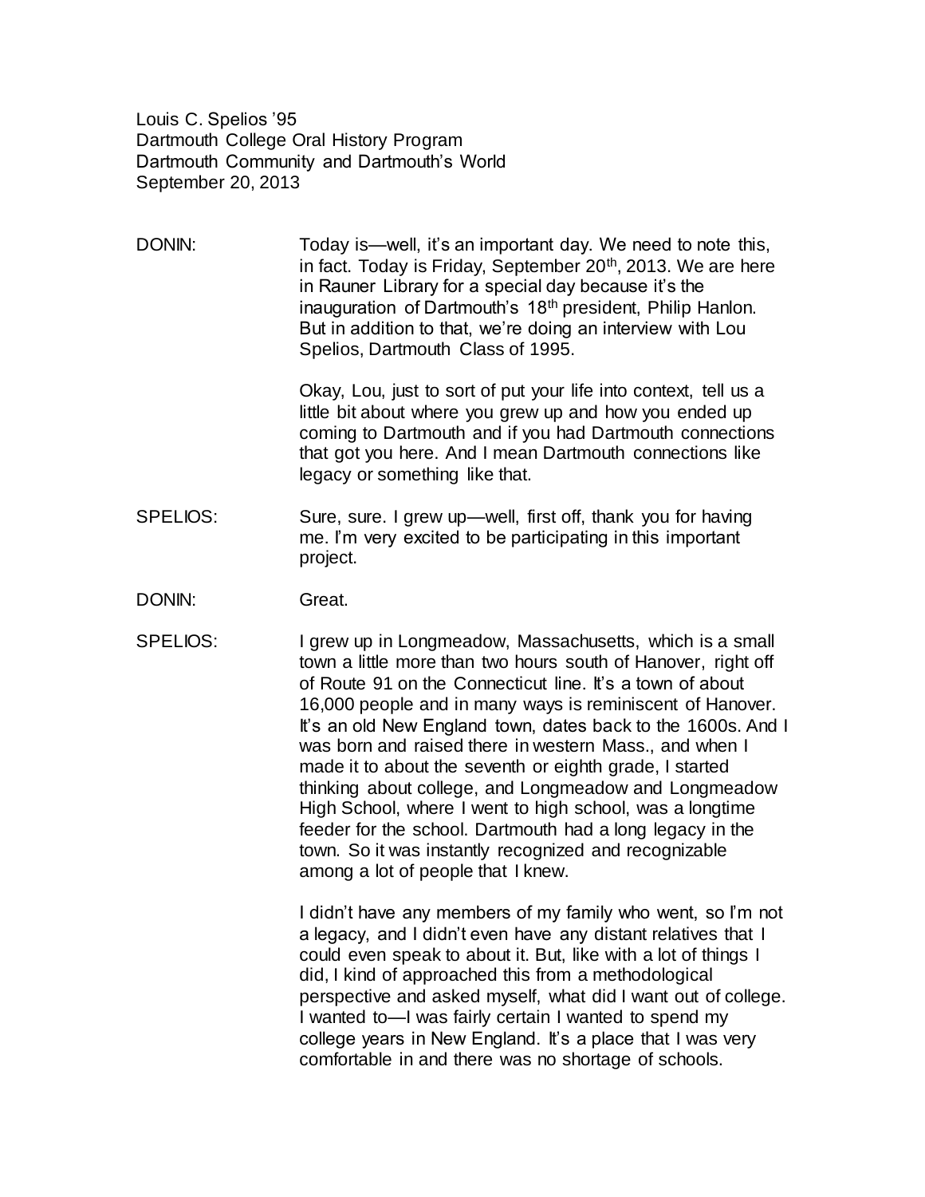Louis C. Spelios '95
Dartmouth College Oral History Program
Dartmouth Community and Dartmouth's World
September 20, 2013

DONIN: Today is—well, it's an important day. We need to note this, in fact. Today is Friday, September 20th, 2013. We are here in Rauner Library for a special day because it's the inauguration of Dartmouth's 18th president, Philip Hanlon. But in addition to that, we're doing an interview with Lou Spelios, Dartmouth Class of 1995.

Okay, Lou, just to sort of put your life into context, tell us a little bit about where you grew up and how you ended up coming to Dartmouth and if you had Dartmouth connections that got you here. And I mean Dartmouth connections like legacy or something like that.

SPELIOS: Sure, sure. I grew up—well, first off, thank you for having me. I'm very excited to be participating in this important project.

DONIN: Great.

SPELIOS: I grew up in Longmeadow, Massachusetts, which is a small town a little more than two hours south of Hanover, right off of Route 91 on the Connecticut line. It's a town of about 16,000 people and in many ways is reminiscent of Hanover. It's an old New England town, dates back to the 1600s. And I was born and raised there in western Mass., and when I made it to about the seventh or eighth grade, I started thinking about college, and Longmeadow and Longmeadow High School, where I went to high school, was a longtime feeder for the school. Dartmouth had a long legacy in the town. So it was instantly recognized and recognizable among a lot of people that I knew.

I didn't have any members of my family who went, so I'm not a legacy, and I didn't even have any distant relatives that I could even speak to about it. But, like with a lot of things I did, I kind of approached this from a methodological perspective and asked myself, what did I want out of college. I wanted to—I was fairly certain I wanted to spend my college years in New England. It's a place that I was very comfortable in and there was no shortage of schools.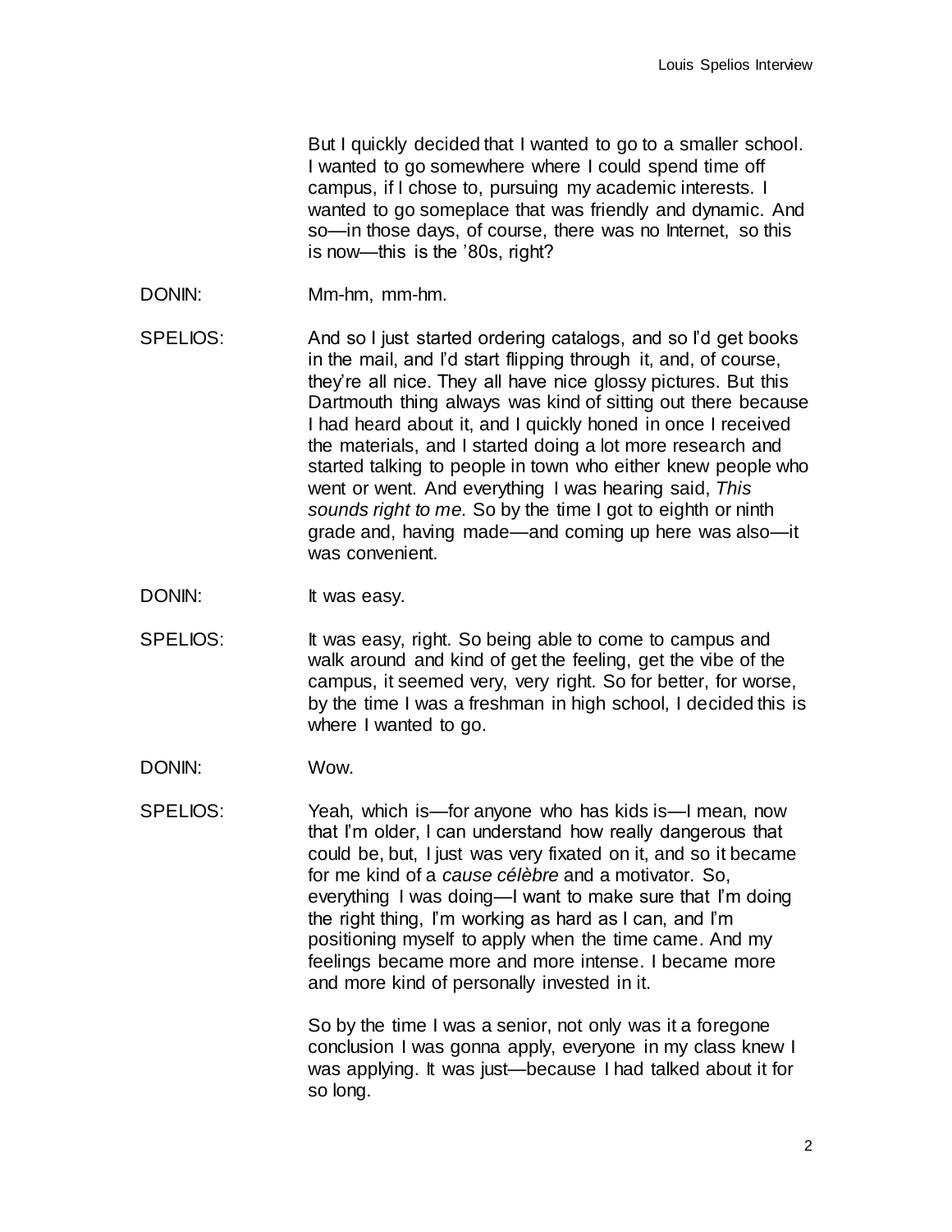But I quickly decided that I wanted to go to a smaller school. I wanted to go somewhere where I could spend time off campus, if I chose to, pursuing my academic interests. I wanted to go someplace that was friendly and dynamic. And so—in those days, of course, there was no Internet, so this is now—this is the '80s, right?

DONIN: Mm-hm, mm-hm.

SPELIOS: And so I just started ordering catalogs, and so I'd get books in the mail, and I'd start flipping through it, and, of course, they're all nice. They all have nice glossy pictures. But this Dartmouth thing always was kind of sitting out there because I had heard about it, and I quickly honed in once I received the materials, and I started doing a lot more research and started talking to people in town who either knew people who went or went. And everything I was hearing said, *This sounds right to me.* So by the time I got to eighth or ninth grade and, having made—and coming up here was also—it was convenient.

DONIN: It was easy.

SPELIOS: It was easy, right. So being able to come to campus and walk around and kind of get the feeling, get the vibe of the campus, it seemed very, very right. So for better, for worse, by the time I was a freshman in high school, I decided this is where I wanted to go.

DONIN: Wow.

SPELIOS: Yeah, which is—for anyone who has kids is—I mean, now that I'm older, I can understand how really dangerous that could be, but, I just was very fixated on it, and so it became for me kind of a *cause célèbre* and a motivator. So, everything I was doing—I want to make sure that I'm doing the right thing, I'm working as hard as I can, and I'm positioning myself to apply when the time came. And my feelings became more and more intense. I became more and more kind of personally invested in it.

So by the time I was a senior, not only was it a foregone conclusion I was gonna apply, everyone in my class knew I was applying. It was just—because I had talked about it for so long.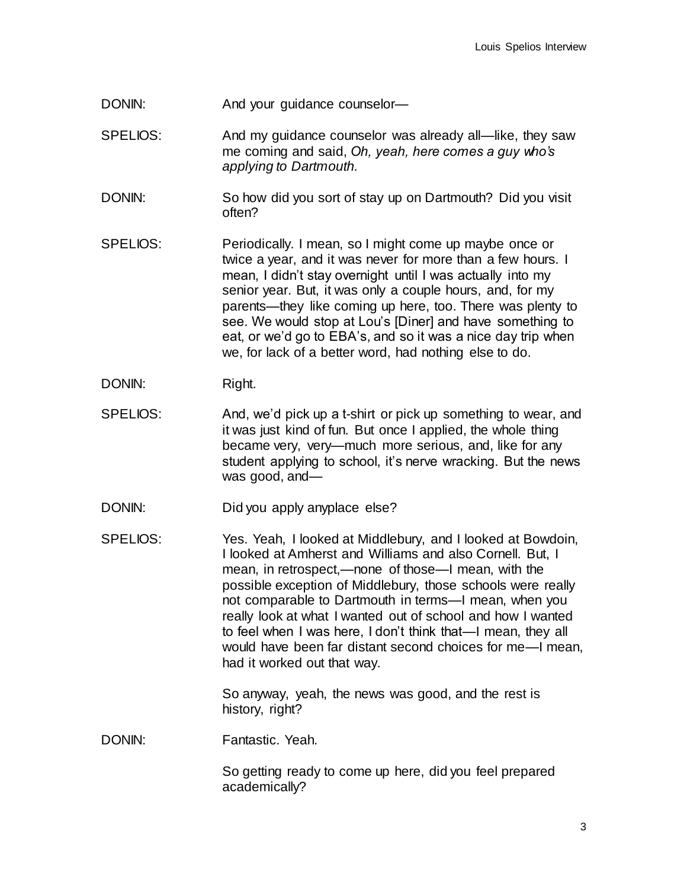DONIN: And your guidance counselor—

SPELIOS: And my guidance counselor was already all—like, they saw me coming and said, *Oh, yeah, here comes a guy who's applying to Dartmouth.*

DONIN: So how did you sort of stay up on Dartmouth? Did you visit often?

SPELIOS: Periodically. I mean, so I might come up maybe once or twice a year, and it was never for more than a few hours. I mean, I didn't stay overnight until I was actually into my senior year. But, it was only a couple hours, and, for my parents—they like coming up here, too. There was plenty to see. We would stop at Lou's [Diner] and have something to eat, or we'd go to EBA's, and so it was a nice day trip when we, for lack of a better word, had nothing else to do.

DONIN: Right.

SPELIOS: And, we'd pick up a t-shirt or pick up something to wear, and it was just kind of fun. But once I applied, the whole thing became very, very—much more serious, and, like for any student applying to school, it's nerve wracking. But the news was good, and—

DONIN: Did you apply anyplace else?

SPELIOS: Yes. Yeah, I looked at Middlebury, and I looked at Bowdoin, I looked at Amherst and Williams and also Cornell. But, I mean, in retrospect,—none of those—I mean, with the possible exception of Middlebury, those schools were really not comparable to Dartmouth in terms—I mean, when you really look at what I wanted out of school and how I wanted to feel when I was here, I don't think that—I mean, they all would have been far distant second choices for me—I mean, had it worked out that way.

So anyway, yeah, the news was good, and the rest is history, right?

DONIN: Fantastic. Yeah.

So getting ready to come up here, did you feel prepared academically?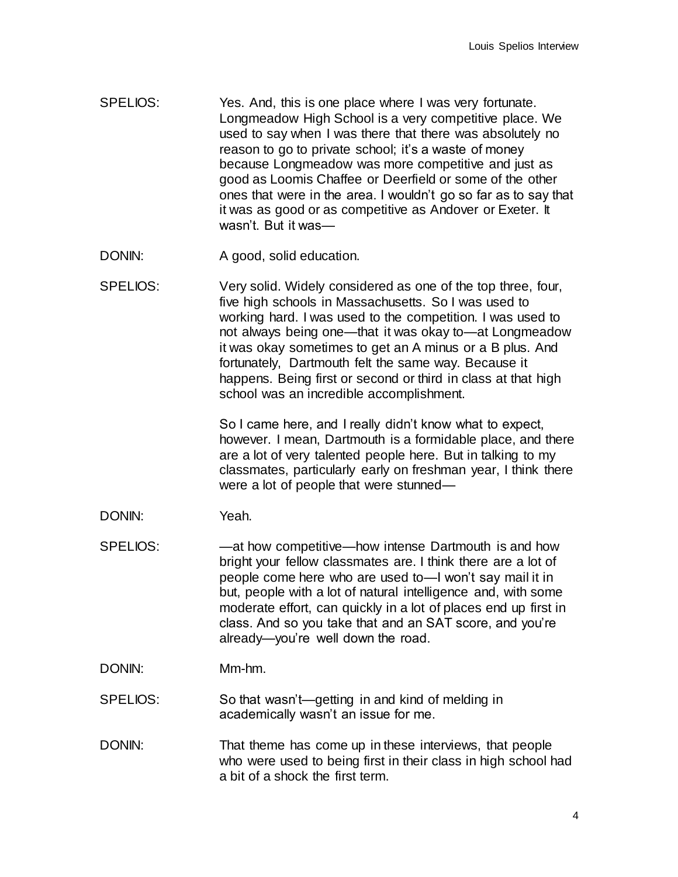SPELIOS: Yes. And, this is one place where I was very fortunate. Longmeadow High School is a very competitive place. We used to say when I was there that there was absolutely no reason to go to private school; it's a waste of money because Longmeadow was more competitive and just as good as Loomis Chaffee or Deerfield or some of the other ones that were in the area. I wouldn't go so far as to say that it was as good or as competitive as Andover or Exeter. It wasn't. But it was—

DONIN: A good, solid education.

SPELIOS: Very solid. Widely considered as one of the top three, four, five high schools in Massachusetts. So I was used to working hard. I was used to the competition. I was used to not always being one—that it was okay to—at Longmeadow it was okay sometimes to get an A minus or a B plus. And fortunately, Dartmouth felt the same way. Because it happens. Being first or second or third in class at that high school was an incredible accomplishment.

So I came here, and I really didn't know what to expect, however. I mean, Dartmouth is a formidable place, and there are a lot of very talented people here. But in talking to my classmates, particularly early on freshman year, I think there were a lot of people that were stunned—

DONIN: Yeah.

SPELIOS: —at how competitive—how intense Dartmouth is and how bright your fellow classmates are. I think there are a lot of people come here who are used to—I won't say mail it in but, people with a lot of natural intelligence and, with some moderate effort, can quickly in a lot of places end up first in class. And so you take that and an SAT score, and you're already—you're well down the road.

DONIN: Mm-hm.

SPELIOS: So that wasn't—getting in and kind of melding in academically wasn't an issue for me.

DONIN: That theme has come up in these interviews, that people who were used to being first in their class in high school had a bit of a shock the first term.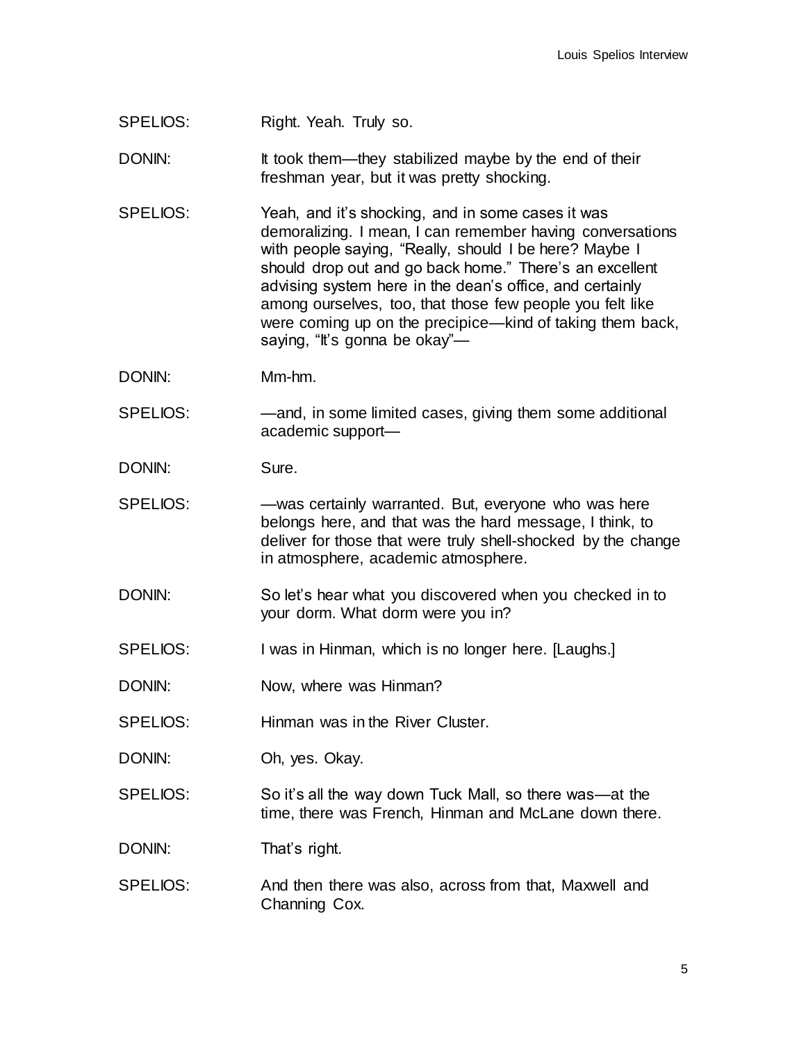SPELIOS: Right. Yeah. Truly so.

DONIN: It took them—they stabilized maybe by the end of their freshman year, but it was pretty shocking.

SPELIOS: Yeah, and it's shocking, and in some cases it was demoralizing. I mean, I can remember having conversations with people saying, "Really, should I be here? Maybe I should drop out and go back home." There's an excellent advising system here in the dean's office, and certainly among ourselves, too, that those few people you felt like were coming up on the precipice—kind of taking them back, saying, "It's gonna be okay"—

DONIN: Mm-hm.

SPELIOS: —and, in some limited cases, giving them some additional academic support—

DONIN: Sure.

SPELIOS: —was certainly warranted. But, everyone who was here belongs here, and that was the hard message, I think, to deliver for those that were truly shell-shocked by the change in atmosphere, academic atmosphere.

DONIN: So let's hear what you discovered when you checked in to your dorm. What dorm were you in?

SPELIOS: I was in Hinman, which is no longer here. [Laughs.]

DONIN: Now, where was Hinman?

SPELIOS: Hinman was in the River Cluster.

DONIN: Oh, yes. Okay.

SPELIOS: So it's all the way down Tuck Mall, so there was—at the time, there was French, Hinman and McLane down there.

DONIN: That's right.

SPELIOS: And then there was also, across from that, Maxwell and Channing Cox.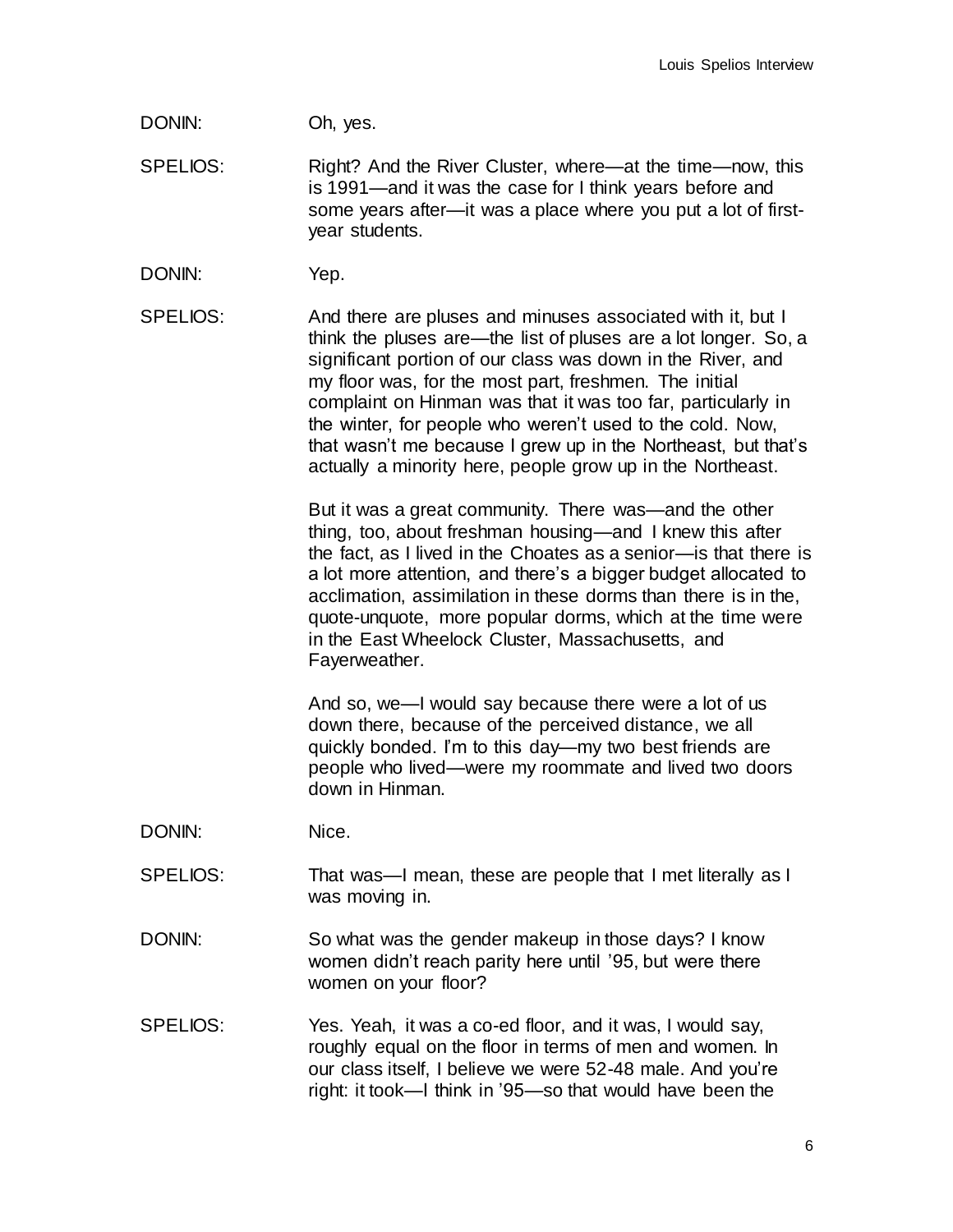DONIN: Oh, yes.

SPELIOS: Right? And the River Cluster, where—at the time—now, this is 1991—and it was the case for I think years before and some years after—it was a place where you put a lot of first-year students.

DONIN: Yep.

SPELIOS: And there are pluses and minuses associated with it, but I think the pluses are—the list of pluses are a lot longer. So, a significant portion of our class was down in the River, and my floor was, for the most part, freshmen. The initial complaint on Hinman was that it was too far, particularly in the winter, for people who weren't used to the cold. Now, that wasn't me because I grew up in the Northeast, but that's actually a minority here, people grow up in the Northeast.

But it was a great community. There was—and the other thing, too, about freshman housing—and I knew this after the fact, as I lived in the Choates as a senior—is that there is a lot more attention, and there's a bigger budget allocated to acclimation, assimilation in these dorms than there is in the, quote-unquote, more popular dorms, which at the time were in the East Wheelock Cluster, Massachusetts, and Fayerweather.

And so, we—I would say because there were a lot of us down there, because of the perceived distance, we all quickly bonded. I'm to this day—my two best friends are people who lived—were my roommate and lived two doors down in Hinman.

DONIN: Nice.

SPELIOS: That was—I mean, these are people that I met literally as I was moving in.

DONIN: So what was the gender makeup in those days? I know women didn't reach parity here until '95, but were there women on your floor?

SPELIOS: Yes. Yeah, it was a co-ed floor, and it was, I would say, roughly equal on the floor in terms of men and women. In our class itself, I believe we were 52-48 male. And you're right: it took—I think in '95—so that would have been the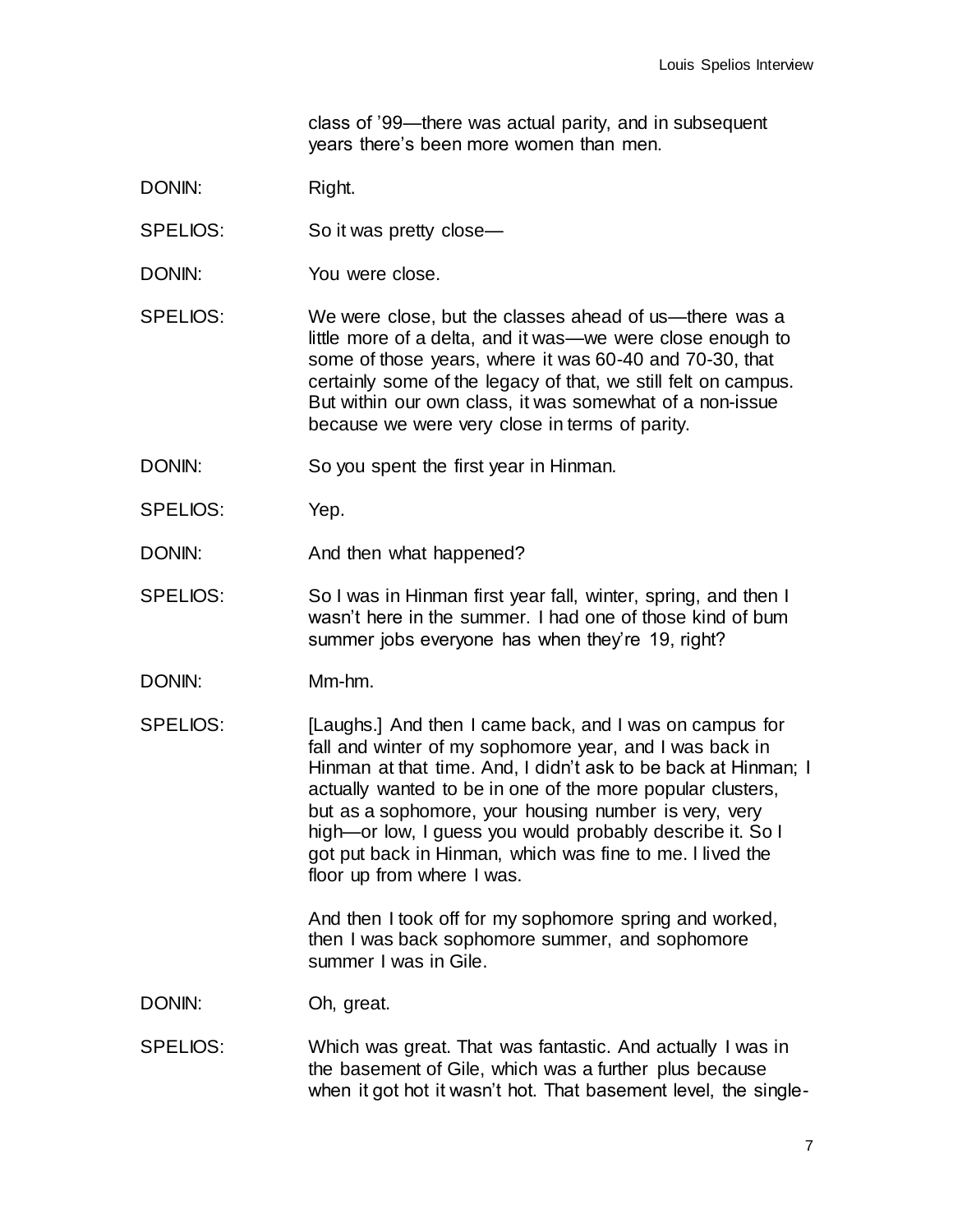class of '99—there was actual parity, and in subsequent years there's been more women than men.

DONIN: Right.

SPELIOS: So it was pretty close—

DONIN: You were close.

SPELIOS: We were close, but the classes ahead of us—there was a little more of a delta, and it was—we were close enough to some of those years, where it was 60-40 and 70-30, that certainly some of the legacy of that, we still felt on campus. But within our own class, it was somewhat of a non-issue because we were very close in terms of parity.

DONIN: So you spent the first year in Hinman.

SPELIOS: Yep.

DONIN: And then what happened?

SPELIOS: So I was in Hinman first year fall, winter, spring, and then I wasn't here in the summer. I had one of those kind of bum summer jobs everyone has when they're 19, right?

DONIN: Mm-hm.

SPELIOS: [Laughs.] And then I came back, and I was on campus for fall and winter of my sophomore year, and I was back in Hinman at that time. And, I didn't ask to be back at Hinman; I actually wanted to be in one of the more popular clusters, but as a sophomore, your housing number is very, very high—or low, I guess you would probably describe it. So I got put back in Hinman, which was fine to me. I lived the floor up from where I was.

And then I took off for my sophomore spring and worked, then I was back sophomore summer, and sophomore summer I was in Gile.

DONIN: Oh, great.

SPELIOS: Which was great. That was fantastic. And actually I was in the basement of Gile, which was a further plus because when it got hot it wasn't hot. That basement level, the single-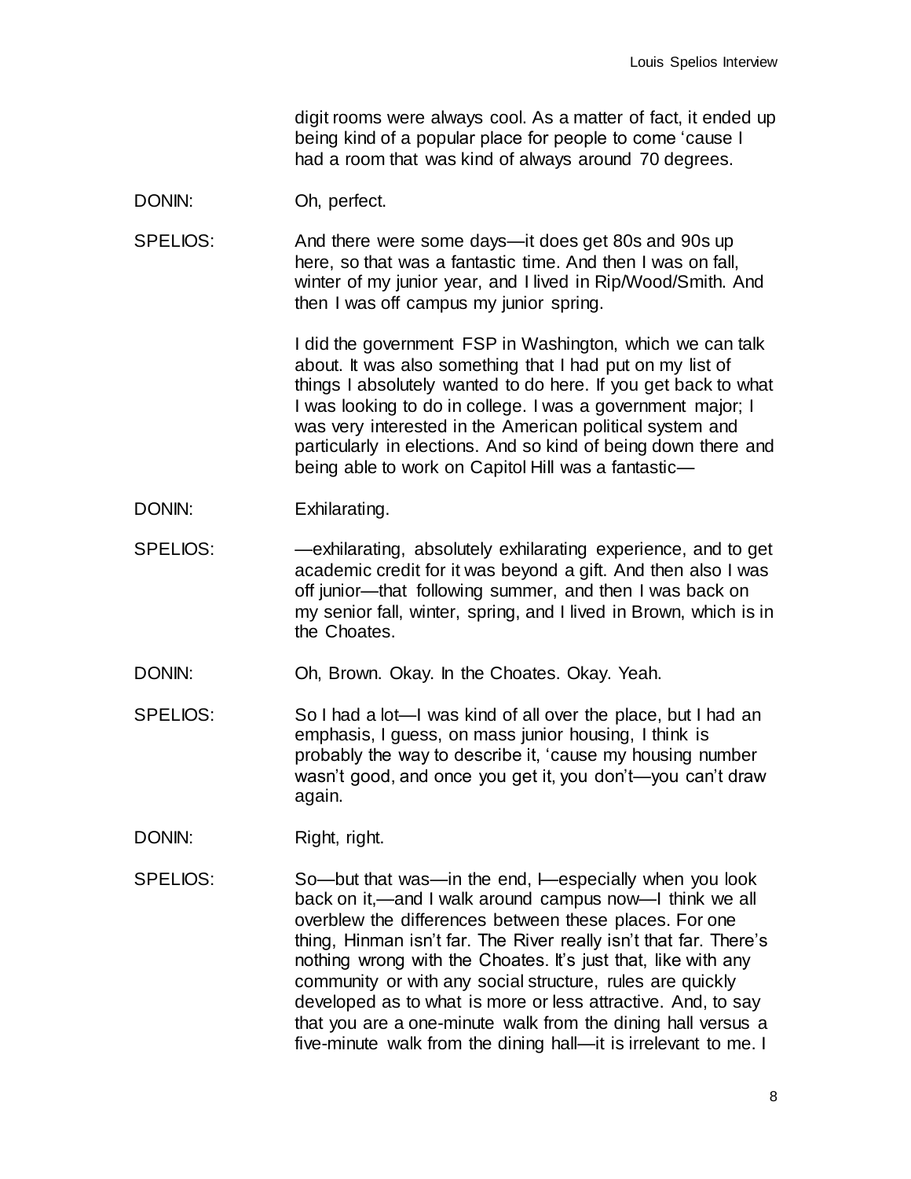digit rooms were always cool. As a matter of fact, it ended up being kind of a popular place for people to come 'cause I had a room that was kind of always around 70 degrees.

DONIN: Oh, perfect.

SPELIOS: And there were some days—it does get 80s and 90s up here, so that was a fantastic time. And then I was on fall, winter of my junior year, and I lived in Rip/Wood/Smith. And then I was off campus my junior spring.

I did the government FSP in Washington, which we can talk about. It was also something that I had put on my list of things I absolutely wanted to do here. If you get back to what I was looking to do in college. I was a government major; I was very interested in the American political system and particularly in elections. And so kind of being down there and being able to work on Capitol Hill was a fantastic—

DONIN: Exhilarating.

SPELIOS: —exhilarating, absolutely exhilarating experience, and to get academic credit for it was beyond a gift. And then also I was off junior—that following summer, and then I was back on my senior fall, winter, spring, and I lived in Brown, which is in the Choates.

DONIN: Oh, Brown. Okay. In the Choates. Okay. Yeah.

SPELIOS: So I had a lot—I was kind of all over the place, but I had an emphasis, I guess, on mass junior housing, I think is probably the way to describe it, 'cause my housing number wasn't good, and once you get it, you don't—you can't draw again.

DONIN: Right, right.

SPELIOS: So—but that was—in the end, I—especially when you look back on it,—and I walk around campus now—I think we all overblew the differences between these places. For one thing, Hinman isn't far. The River really isn't that far. There's nothing wrong with the Choates. It's just that, like with any community or with any social structure, rules are quickly developed as to what is more or less attractive. And, to say that you are a one-minute walk from the dining hall versus a five-minute walk from the dining hall—it is irrelevant to me. I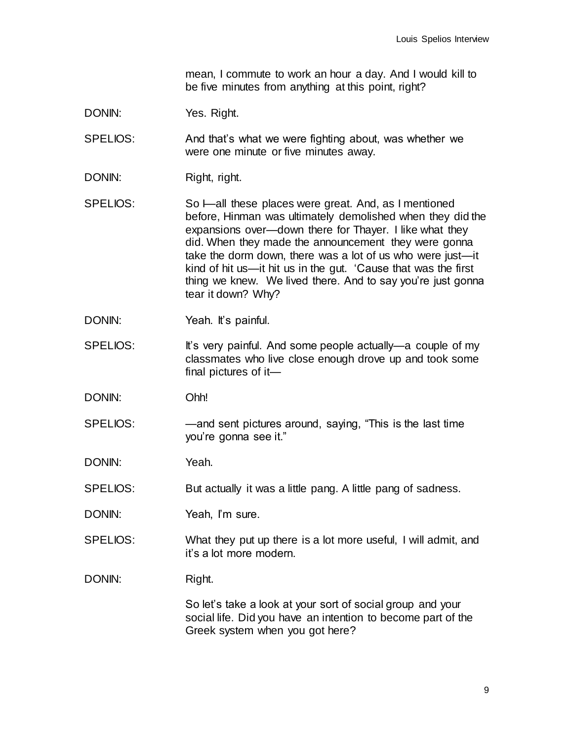mean, I commute to work an hour a day. And I would kill to be five minutes from anything at this point, right?

DONIN: Yes. Right.

SPELIOS: And that's what we were fighting about, was whether we were one minute or five minutes away.

DONIN: Right, right.

SPELIOS: So I—all these places were great. And, as I mentioned before, Hinman was ultimately demolished when they did the expansions over—down there for Thayer. I like what they did. When they made the announcement they were gonna take the dorm down, there was a lot of us who were just—it kind of hit us—it hit us in the gut. 'Cause that was the first thing we knew. We lived there. And to say you're just gonna tear it down? Why?

DONIN: Yeah. It's painful.

SPELIOS: It's very painful. And some people actually—a couple of my classmates who live close enough drove up and took some final pictures of it—

DONIN: Ohh!

SPELIOS: —and sent pictures around, saying, "This is the last time you're gonna see it."

DONIN: Yeah.

SPELIOS: But actually it was a little pang. A little pang of sadness.

DONIN: Yeah, I'm sure.

SPELIOS: What they put up there is a lot more useful, I will admit, and it's a lot more modern.

DONIN: Right.

So let's take a look at your sort of social group and your social life. Did you have an intention to become part of the Greek system when you got here?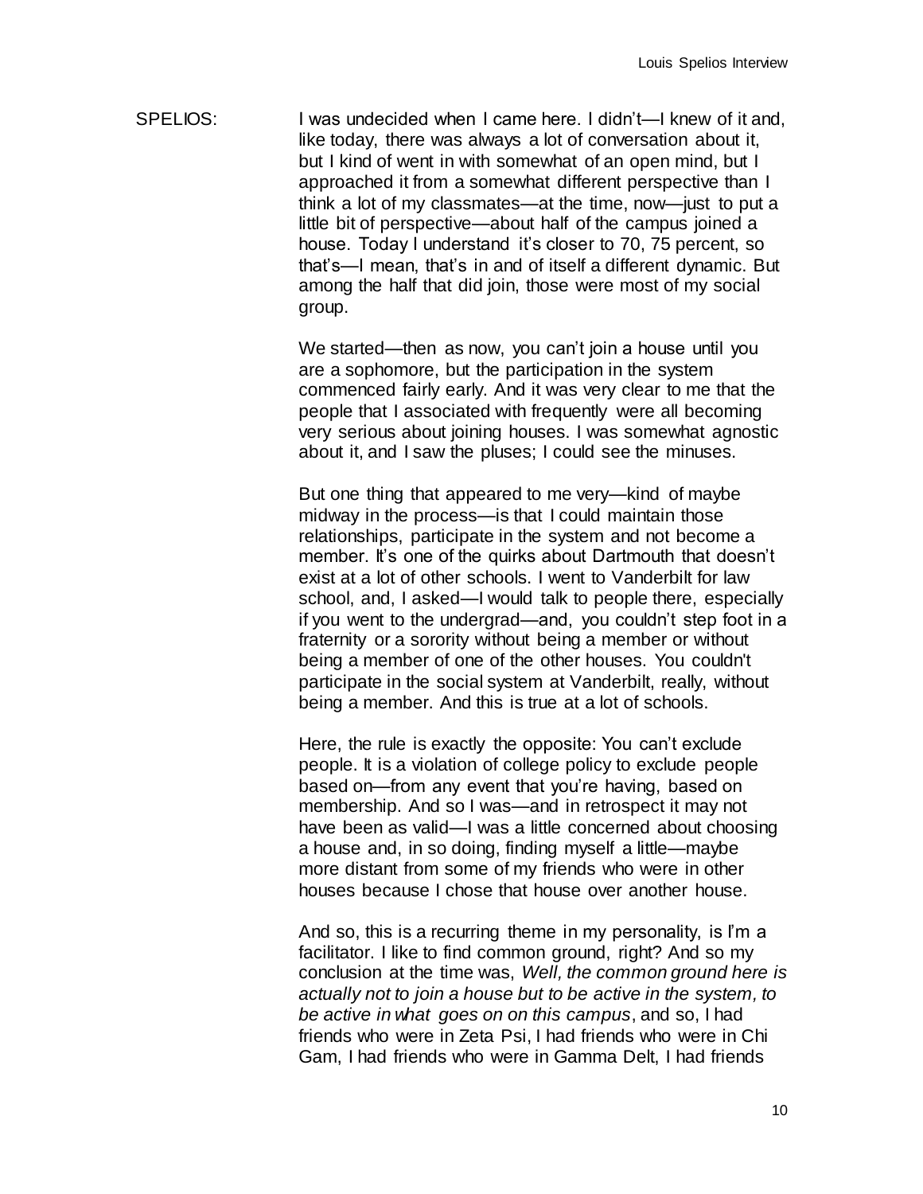SPELIOS: I was undecided when I came here. I didn't—I knew of it and, like today, there was always a lot of conversation about it, but I kind of went in with somewhat of an open mind, but I approached it from a somewhat different perspective than I think a lot of my classmates—at the time, now—just to put a little bit of perspective—about half of the campus joined a house. Today I understand it's closer to 70, 75 percent, so that's—I mean, that's in and of itself a different dynamic. But among the half that did join, those were most of my social group.

We started—then as now, you can't join a house until you are a sophomore, but the participation in the system commenced fairly early. And it was very clear to me that the people that I associated with frequently were all becoming very serious about joining houses. I was somewhat agnostic about it, and I saw the pluses; I could see the minuses.

But one thing that appeared to me very—kind of maybe midway in the process—is that I could maintain those relationships, participate in the system and not become a member. It's one of the quirks about Dartmouth that doesn't exist at a lot of other schools. I went to Vanderbilt for law school, and, I asked—I would talk to people there, especially if you went to the undergrad—and, you couldn't step foot in a fraternity or a sorority without being a member or without being a member of one of the other houses. You couldn't participate in the social system at Vanderbilt, really, without being a member. And this is true at a lot of schools.

Here, the rule is exactly the opposite: You can't exclude people. It is a violation of college policy to exclude people based on—from any event that you're having, based on membership. And so I was—and in retrospect it may not have been as valid—I was a little concerned about choosing a house and, in so doing, finding myself a little—maybe more distant from some of my friends who were in other houses because I chose that house over another house.

And so, this is a recurring theme in my personality, is I'm a facilitator. I like to find common ground, right? And so my conclusion at the time was, *Well, the common ground here is actually not to join a house but to be active in the system, to be active in what goes on on this campus*, and so, I had friends who were in Zeta Psi, I had friends who were in Chi Gam, I had friends who were in Gamma Delt, I had friends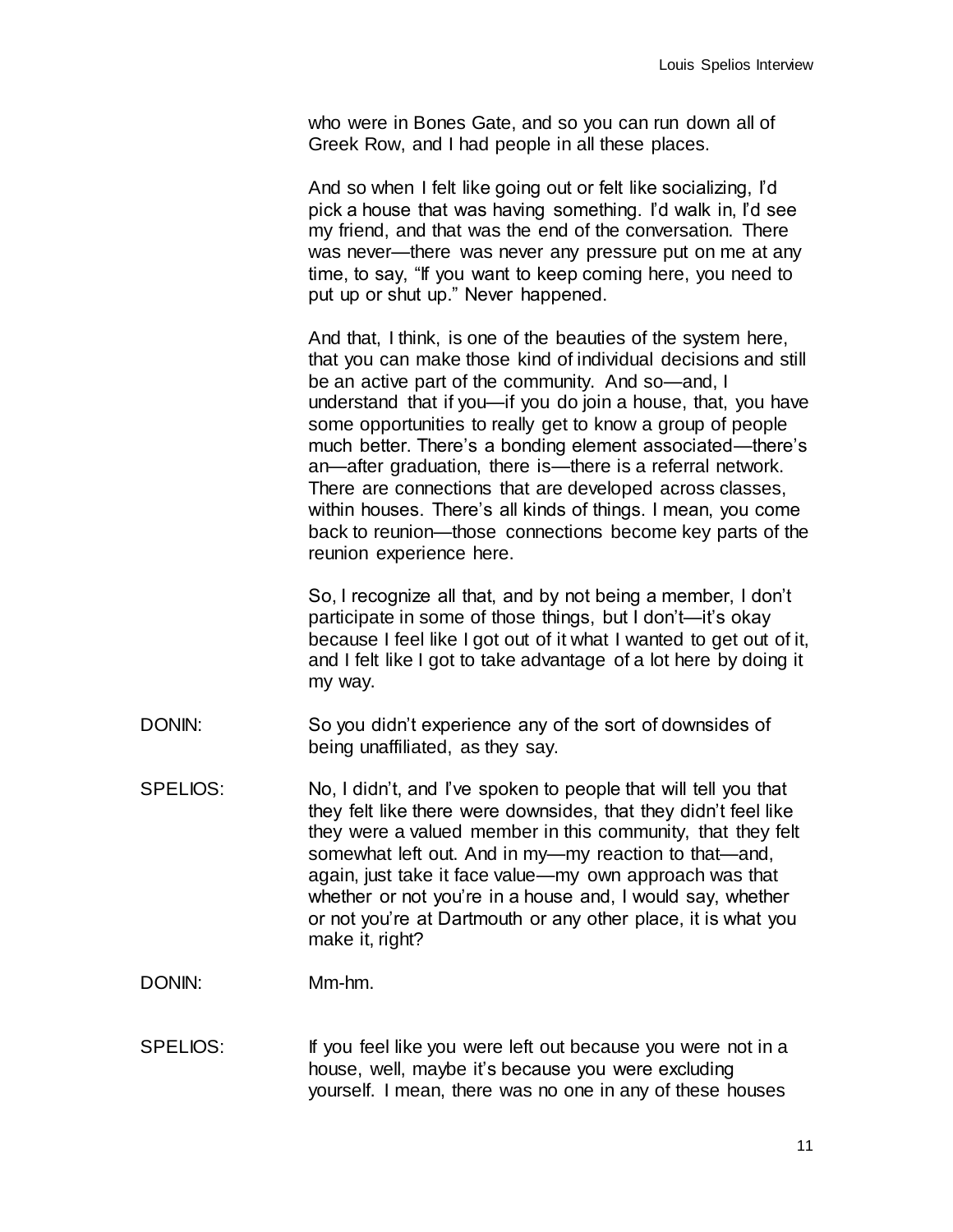who were in Bones Gate, and so you can run down all of Greek Row, and I had people in all these places.

And so when I felt like going out or felt like socializing, I'd pick a house that was having something. I'd walk in, I'd see my friend, and that was the end of the conversation. There was never—there was never any pressure put on me at any time, to say, "If you want to keep coming here, you need to put up or shut up." Never happened.

And that, I think, is one of the beauties of the system here, that you can make those kind of individual decisions and still be an active part of the community. And so—and, I understand that if you—if you do join a house, that, you have some opportunities to really get to know a group of people much better. There's a bonding element associated—there's an—after graduation, there is—there is a referral network. There are connections that are developed across classes, within houses. There's all kinds of things. I mean, you come back to reunion—those connections become key parts of the reunion experience here.

So, I recognize all that, and by not being a member, I don't participate in some of those things, but I don't—it's okay because I feel like I got out of it what I wanted to get out of it, and I felt like I got to take advantage of a lot here by doing it my way.

DONIN: So you didn't experience any of the sort of downsides of being unaffiliated, as they say.

SPELIOS: No, I didn't, and I've spoken to people that will tell you that they felt like there were downsides, that they didn't feel like they were a valued member in this community, that they felt somewhat left out. And in my—my reaction to that—and, again, just take it face value—my own approach was that whether or not you're in a house and, I would say, whether or not you're at Dartmouth or any other place, it is what you make it, right?

DONIN: Mm-hm.

SPELIOS: If you feel like you were left out because you were not in a house, well, maybe it's because you were excluding yourself. I mean, there was no one in any of these houses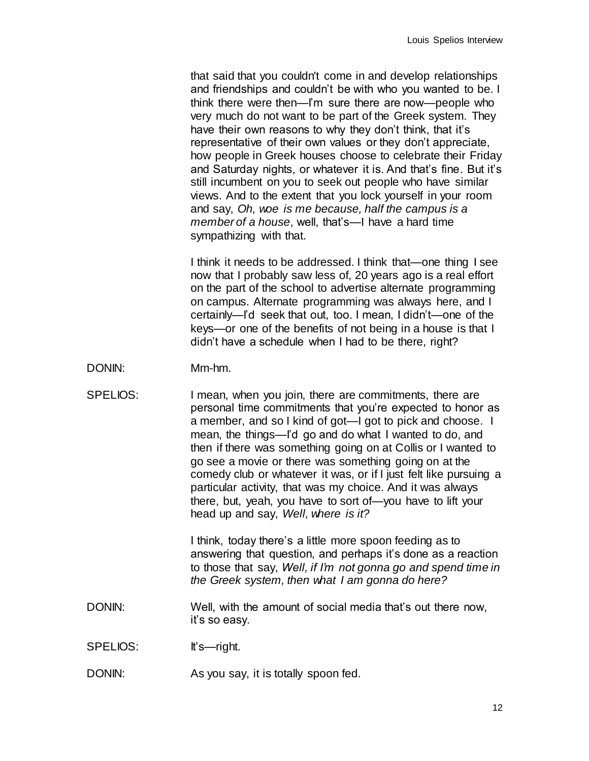that said that you couldn't come in and develop relationships and friendships and couldn't be with who you wanted to be. I think there were then—I'm sure there are now—people who very much do not want to be part of the Greek system. They have their own reasons to why they don't think, that it's representative of their own values or they don't appreciate, how people in Greek houses choose to celebrate their Friday and Saturday nights, or whatever it is. And that's fine. But it's still incumbent on you to seek out people who have similar views. And to the extent that you lock yourself in your room and say, *Oh, woe is me because, half the campus is a member of a house*, well, that's—I have a hard time sympathizing with that.

I think it needs to be addressed. I think that—one thing I see now that I probably saw less of, 20 years ago is a real effort on the part of the school to advertise alternate programming on campus. Alternate programming was always here, and I certainly—I'd seek that out, too. I mean, I didn't—one of the keys—or one of the benefits of not being in a house is that I didn't have a schedule when I had to be there, right?

DONIN: Mm-hm.

SPELIOS: I mean, when you join, there are commitments, there are personal time commitments that you're expected to honor as a member, and so I kind of got—I got to pick and choose. I mean, the things—I'd go and do what I wanted to do, and then if there was something going on at Collis or I wanted to go see a movie or there was something going on at the comedy club or whatever it was, or if I just felt like pursuing a particular activity, that was my choice. And it was always there, but, yeah, you have to sort of—you have to lift your head up and say, *Well, where is it?*

I think, today there's a little more spoon feeding as to answering that question, and perhaps it's done as a reaction to those that say, *Well, if I'm not gonna go and spend time in the Greek system, then what I am gonna do here?*

DONIN: Well, with the amount of social media that's out there now, it's so easy.

SPELIOS: It's—right.

DONIN: As you say, it is totally spoon fed.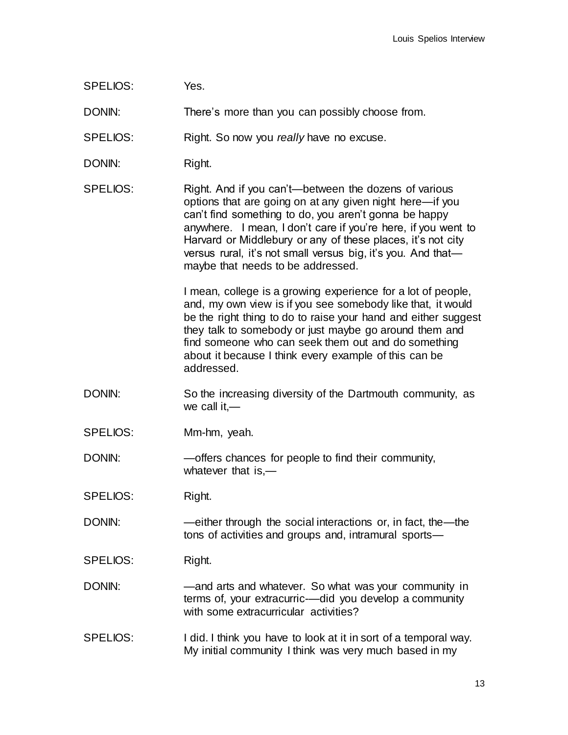SPELIOS: Yes.

DONIN: There's more than you can possibly choose from.

SPELIOS: Right. So now you *really* have no excuse.

DONIN: Right.

SPELIOS: Right. And if you can't—between the dozens of various options that are going on at any given night here—if you can't find something to do, you aren't gonna be happy anywhere. I mean, I don't care if you're here, if you went to Harvard or Middlebury or any of these places, it's not city versus rural, it's not small versus big, it's you. And that—maybe that needs to be addressed.

I mean, college is a growing experience for a lot of people, and, my own view is if you see somebody like that, it would be the right thing to do to raise your hand and either suggest they talk to somebody or just maybe go around them and find someone who can seek them out and do something about it because I think every example of this can be addressed.

DONIN: So the increasing diversity of the Dartmouth community, as we call it,—

SPELIOS: Mm-hm, yeah.

DONIN: —offers chances for people to find their community, whatever that is,—

SPELIOS: Right.

DONIN: —either through the social interactions or, in fact, the—the tons of activities and groups and, intramural sports—

SPELIOS: Right.

DONIN: —and arts and whatever. So what was your community in terms of, your extracurric-—did you develop a community with some extracurricular activities?

SPELIOS: I did. I think you have to look at it in sort of a temporal way. My initial community I think was very much based in my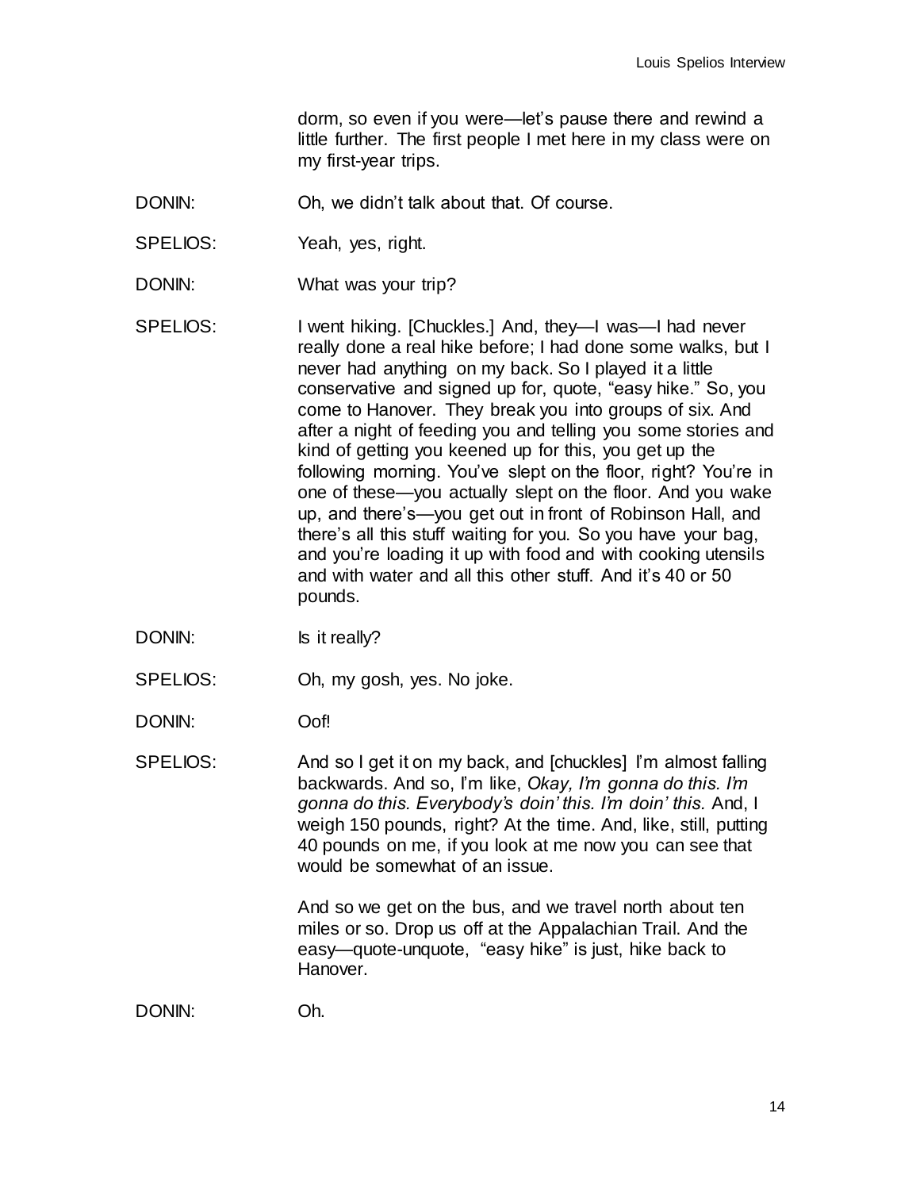dorm, so even if you were—let's pause there and rewind a little further. The first people I met here in my class were on my first-year trips.

DONIN: Oh, we didn't talk about that. Of course.

SPELIOS: Yeah, yes, right.

DONIN: What was your trip?

SPELIOS: I went hiking. [Chuckles.] And, they—I was—I had never really done a real hike before; I had done some walks, but I never had anything on my back. So I played it a little conservative and signed up for, quote, "easy hike." So, you come to Hanover. They break you into groups of six. And after a night of feeding you and telling you some stories and kind of getting you keened up for this, you get up the following morning. You've slept on the floor, right? You're in one of these—you actually slept on the floor. And you wake up, and there's—you get out in front of Robinson Hall, and there's all this stuff waiting for you. So you have your bag, and you're loading it up with food and with cooking utensils and with water and all this other stuff. And it's 40 or 50 pounds.

DONIN: Is it really?

SPELIOS: Oh, my gosh, yes. No joke.

DONIN: Oof!

SPELIOS: And so I get it on my back, and [chuckles] I'm almost falling backwards. And so, I'm like, *Okay, I'm gonna do this. I'm gonna do this. Everybody's doin' this. I'm doin' this.* And, I weigh 150 pounds, right? At the time. And, like, still, putting 40 pounds on me, if you look at me now you can see that would be somewhat of an issue.

And so we get on the bus, and we travel north about ten miles or so. Drop us off at the Appalachian Trail. And the easy—quote-unquote, "easy hike" is just, hike back to Hanover.

DONIN: Oh.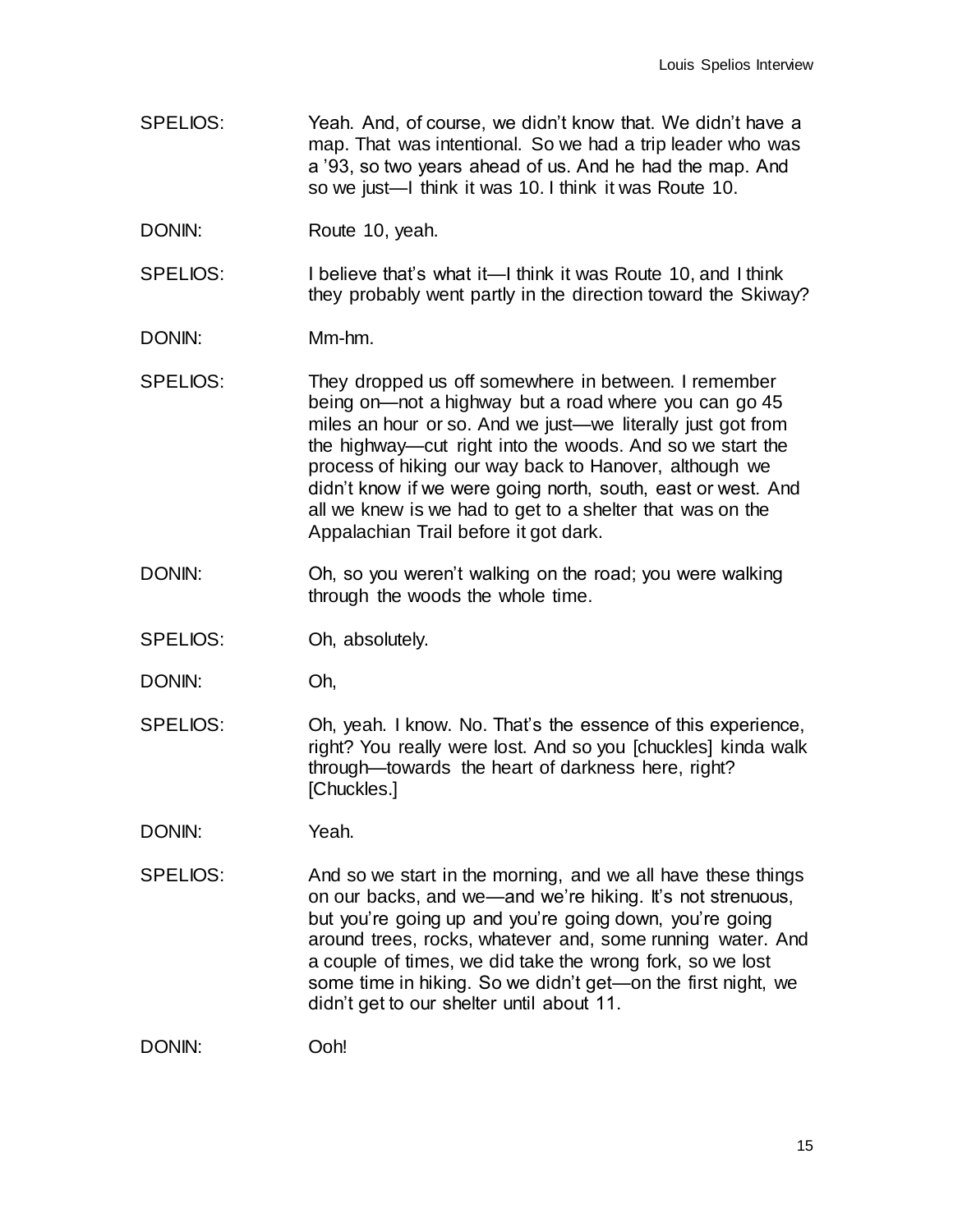SPELIOS: Yeah. And, of course, we didn't know that. We didn't have a map. That was intentional. So we had a trip leader who was a '93, so two years ahead of us. And he had the map. And so we just—I think it was 10. I think it was Route 10.

DONIN: Route 10, yeah.

SPELIOS: I believe that's what it—I think it was Route 10, and I think they probably went partly in the direction toward the Skiway?

DONIN: Mm-hm.

SPELIOS: They dropped us off somewhere in between. I remember being on—not a highway but a road where you can go 45 miles an hour or so. And we just—we literally just got from the highway—cut right into the woods. And so we start the process of hiking our way back to Hanover, although we didn't know if we were going north, south, east or west. And all we knew is we had to get to a shelter that was on the Appalachian Trail before it got dark.

DONIN: Oh, so you weren't walking on the road; you were walking through the woods the whole time.

SPELIOS: Oh, absolutely.

DONIN: Oh,

SPELIOS: Oh, yeah. I know. No. That's the essence of this experience, right? You really were lost. And so you [chuckles] kinda walk through—towards the heart of darkness here, right? [Chuckles.]

DONIN: Yeah.

SPELIOS: And so we start in the morning, and we all have these things on our backs, and we—and we're hiking. It's not strenuous, but you're going up and you're going down, you're going around trees, rocks, whatever and, some running water. And a couple of times, we did take the wrong fork, so we lost some time in hiking. So we didn't get—on the first night, we didn't get to our shelter until about 11.

DONIN: Ooh!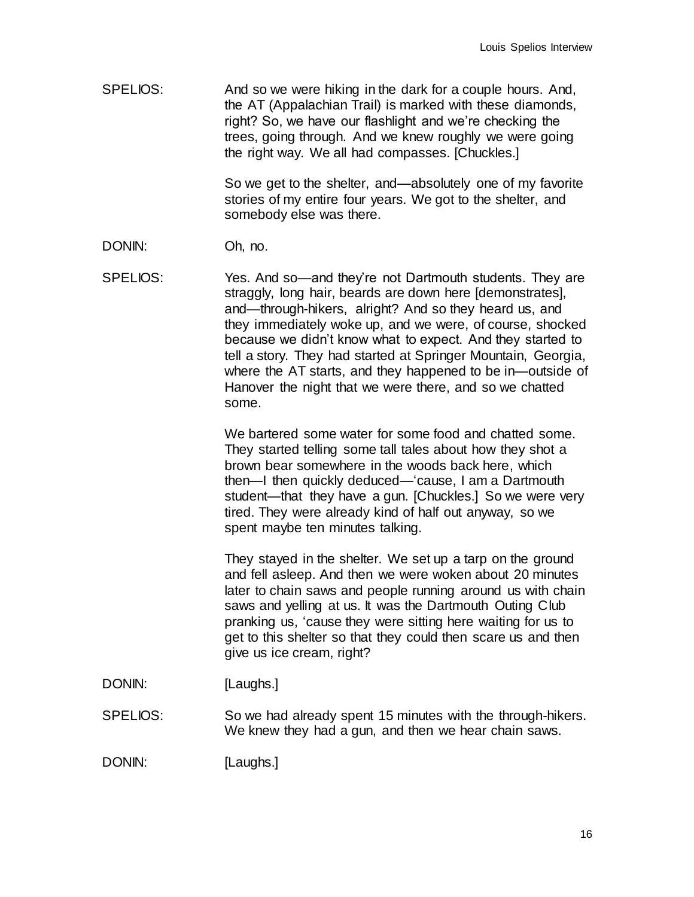SPELIOS: And so we were hiking in the dark for a couple hours. And, the AT (Appalachian Trail) is marked with these diamonds, right? So, we have our flashlight and we're checking the trees, going through. And we knew roughly we were going the right way. We all had compasses. [Chuckles.]

So we get to the shelter, and—absolutely one of my favorite stories of my entire four years. We got to the shelter, and somebody else was there.

DONIN: Oh, no.

SPELIOS: Yes. And so—and they're not Dartmouth students. They are straggly, long hair, beards are down here [demonstrates], and—through-hikers, alright? And so they heard us, and they immediately woke up, and we were, of course, shocked because we didn't know what to expect. And they started to tell a story. They had started at Springer Mountain, Georgia, where the AT starts, and they happened to be in—outside of Hanover the night that we were there, and so we chatted some.

We bartered some water for some food and chatted some. They started telling some tall tales about how they shot a brown bear somewhere in the woods back here, which then—I then quickly deduced—'cause, I am a Dartmouth student—that they have a gun. [Chuckles.] So we were very tired. They were already kind of half out anyway, so we spent maybe ten minutes talking.

They stayed in the shelter. We set up a tarp on the ground and fell asleep. And then we were woken about 20 minutes later to chain saws and people running around us with chain saws and yelling at us. It was the Dartmouth Outing Club pranking us, 'cause they were sitting here waiting for us to get to this shelter so that they could then scare us and then give us ice cream, right?

DONIN: [Laughs.]

SPELIOS: So we had already spent 15 minutes with the through-hikers. We knew they had a gun, and then we hear chain saws.

DONIN: [Laughs.]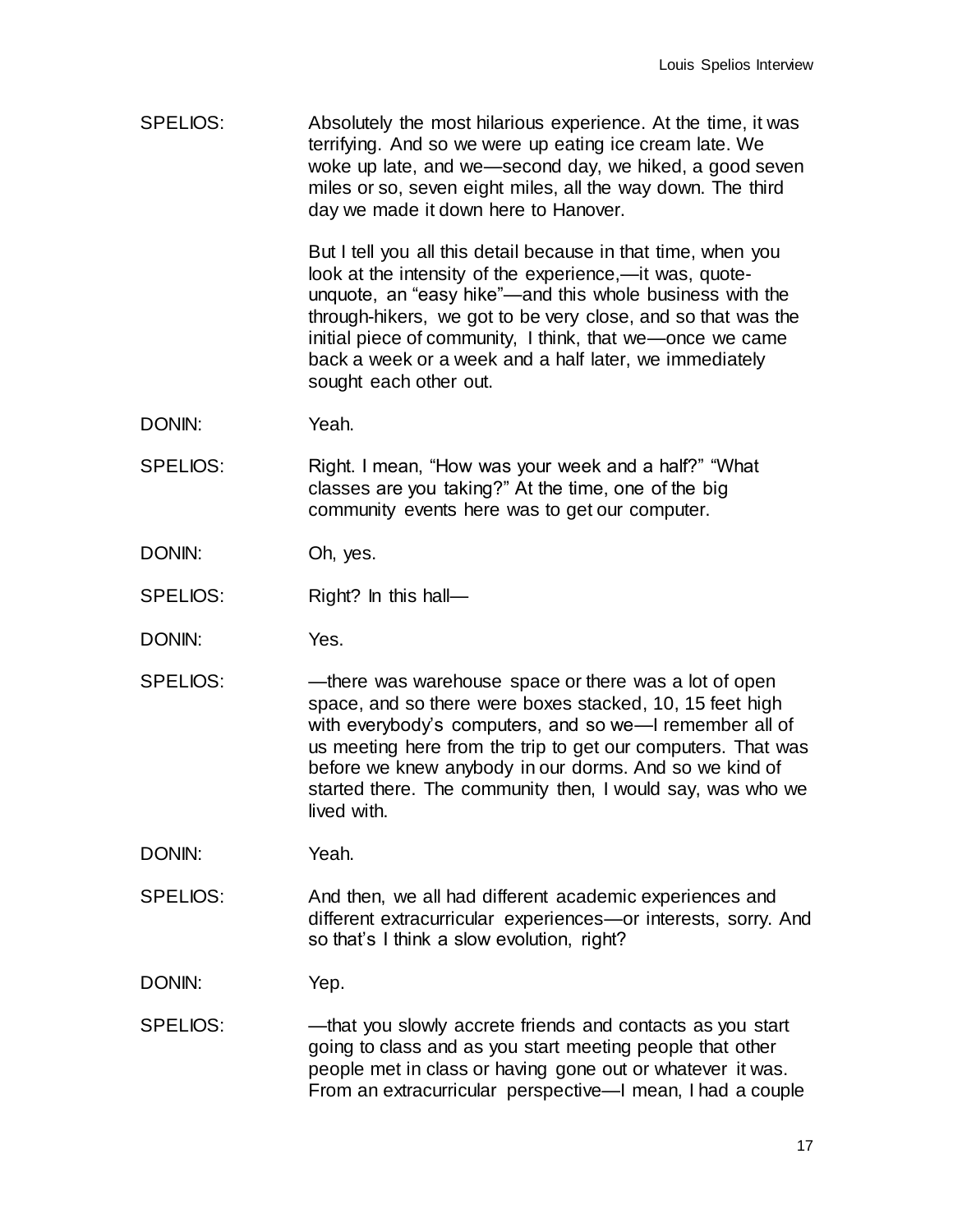SPELIOS: Absolutely the most hilarious experience. At the time, it was terrifying. And so we were up eating ice cream late. We woke up late, and we—second day, we hiked, a good seven miles or so, seven eight miles, all the way down. The third day we made it down here to Hanover.

But I tell you all this detail because in that time, when you look at the intensity of the experience,—it was, quote-unquote, an "easy hike"—and this whole business with the through-hikers, we got to be very close, and so that was the initial piece of community, I think, that we—once we came back a week or a week and a half later, we immediately sought each other out.

DONIN: Yeah.

SPELIOS: Right. I mean, "How was your week and a half?" "What classes are you taking?" At the time, one of the big community events here was to get our computer.

DONIN: Oh, yes.

SPELIOS: Right? In this hall—

DONIN: Yes.

SPELIOS: —there was warehouse space or there was a lot of open space, and so there were boxes stacked, 10, 15 feet high with everybody's computers, and so we—I remember all of us meeting here from the trip to get our computers. That was before we knew anybody in our dorms. And so we kind of started there. The community then, I would say, was who we lived with.

DONIN: Yeah.

SPELIOS: And then, we all had different academic experiences and different extracurricular experiences—or interests, sorry. And so that's I think a slow evolution, right?

DONIN: Yep.

SPELIOS: —that you slowly accrete friends and contacts as you start going to class and as you start meeting people that other people met in class or having gone out or whatever it was. From an extracurricular perspective—I mean, I had a couple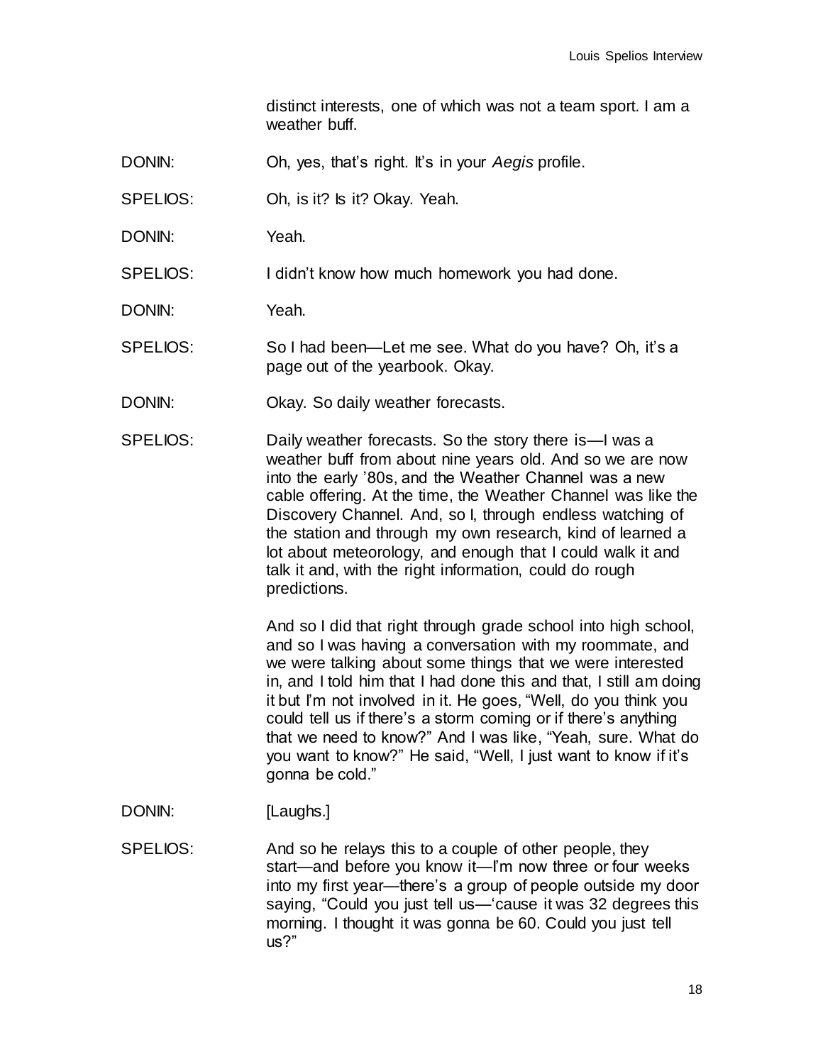distinct interests, one of which was not a team sport. I am a weather buff.

DONIN: Oh, yes, that's right. It's in your *Aegis* profile.

SPELIOS: Oh, is it? Is it? Okay. Yeah.

DONIN: Yeah.

SPELIOS: I didn't know how much homework you had done.

DONIN: Yeah.

SPELIOS: So I had been—Let me see. What do you have? Oh, it's a page out of the yearbook. Okay.

DONIN: Okay. So daily weather forecasts.

SPELIOS: Daily weather forecasts. So the story there is—I was a weather buff from about nine years old. And so we are now into the early '80s, and the Weather Channel was a new cable offering. At the time, the Weather Channel was like the Discovery Channel. And, so I, through endless watching of the station and through my own research, kind of learned a lot about meteorology, and enough that I could walk it and talk it and, with the right information, could do rough predictions.

And so I did that right through grade school into high school, and so I was having a conversation with my roommate, and we were talking about some things that we were interested in, and I told him that I had done this and that, I still am doing it but I'm not involved in it. He goes, "Well, do you think you could tell us if there's a storm coming or if there's anything that we need to know?" And I was like, "Yeah, sure. What do you want to know?" He said, "Well, I just want to know if it's gonna be cold."

DONIN: [Laughs.]

SPELIOS: And so he relays this to a couple of other people, they start—and before you know it—I'm now three or four weeks into my first year—there's a group of people outside my door saying, "Could you just tell us—'cause it was 32 degrees this morning. I thought it was gonna be 60. Could you just tell us?"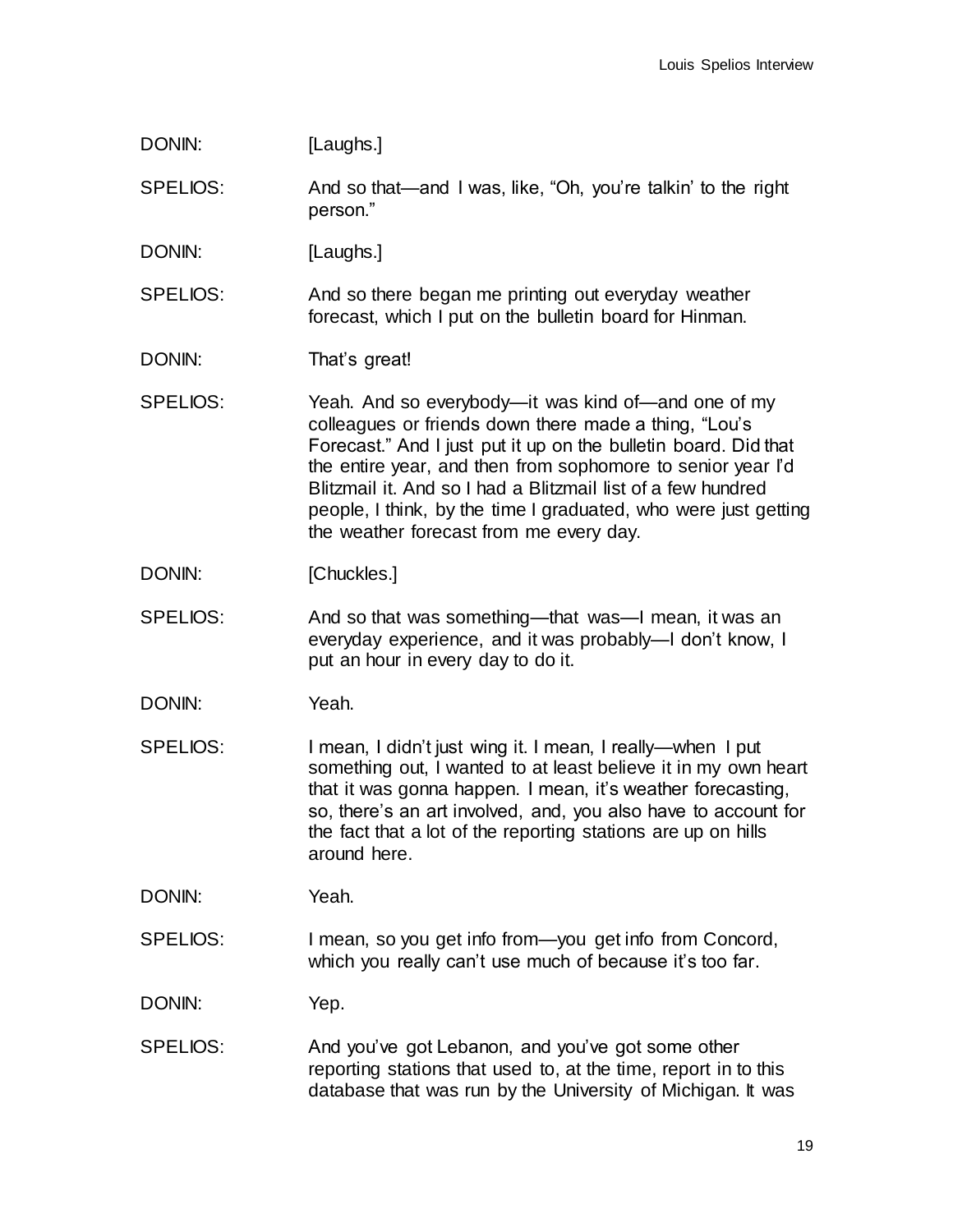DONIN: [Laughs.]

SPELIOS: And so that—and I was, like, "Oh, you're talkin' to the right person."

DONIN: [Laughs.]

SPELIOS: And so there began me printing out everyday weather forecast, which I put on the bulletin board for Hinman.

DONIN: That's great!

SPELIOS: Yeah. And so everybody—it was kind of—and one of my colleagues or friends down there made a thing, "Lou's Forecast." And I just put it up on the bulletin board. Did that the entire year, and then from sophomore to senior year I'd Blitzmail it. And so I had a Blitzmail list of a few hundred people, I think, by the time I graduated, who were just getting the weather forecast from me every day.

DONIN: [Chuckles.]

SPELIOS: And so that was something—that was—I mean, it was an everyday experience, and it was probably—I don't know, I put an hour in every day to do it.

DONIN: Yeah.

SPELIOS: I mean, I didn't just wing it. I mean, I really—when I put something out, I wanted to at least believe it in my own heart that it was gonna happen. I mean, it's weather forecasting, so, there's an art involved, and, you also have to account for the fact that a lot of the reporting stations are up on hills around here.

DONIN: Yeah.

SPELIOS: I mean, so you get info from—you get info from Concord, which you really can't use much of because it's too far.

DONIN: Yep.

SPELIOS: And you've got Lebanon, and you've got some other reporting stations that used to, at the time, report in to this database that was run by the University of Michigan. It was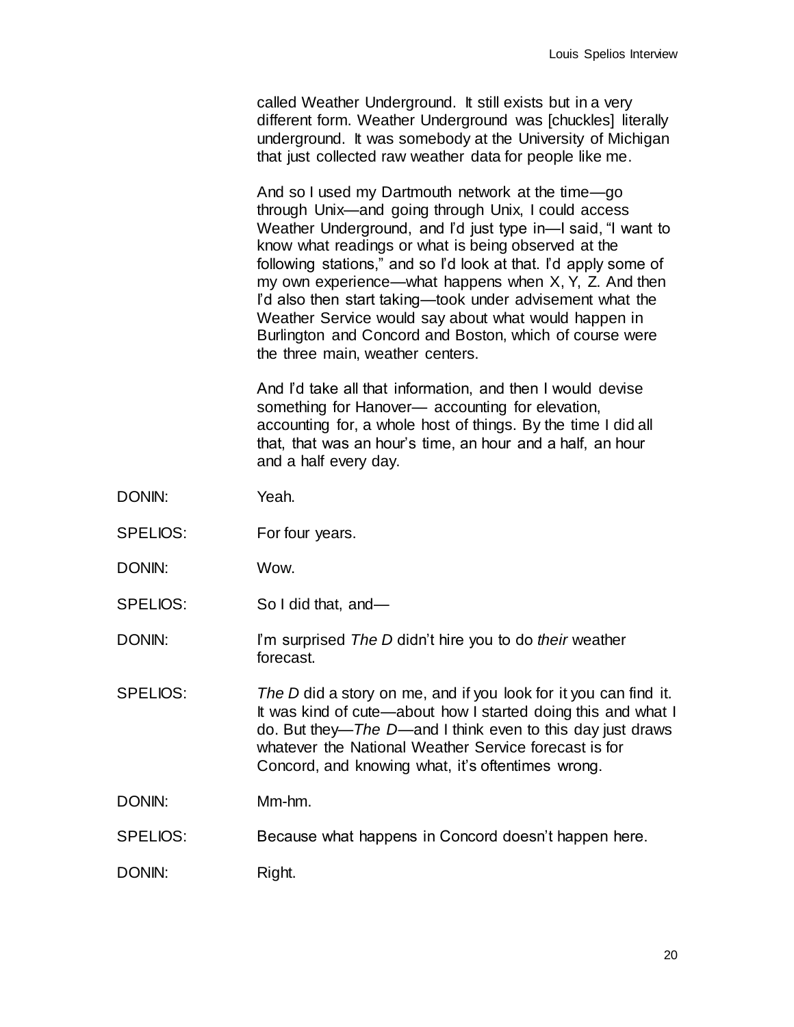called Weather Underground. It still exists but in a very different form. Weather Underground was [chuckles] literally underground. It was somebody at the University of Michigan that just collected raw weather data for people like me.

And so I used my Dartmouth network at the time—go through Unix—and going through Unix, I could access Weather Underground, and I'd just type in—I said, "I want to know what readings or what is being observed at the following stations," and so I'd look at that. I'd apply some of my own experience—what happens when X, Y, Z. And then I'd also then start taking—took under advisement what the Weather Service would say about what would happen in Burlington and Concord and Boston, which of course were the three main, weather centers.

And I'd take all that information, and then I would devise something for Hanover— accounting for elevation, accounting for, a whole host of things. By the time I did all that, that was an hour's time, an hour and a half, an hour and a half every day.

DONIN: Yeah.

SPELIOS: For four years.

DONIN: Wow.

SPELIOS: So I did that, and—

DONIN: I'm surprised *The D* didn't hire you to do *their* weather forecast.

SPELIOS: *The D* did a story on me, and if you look for it you can find it. It was kind of cute—about how I started doing this and what I do. But they—*The D*—and I think even to this day just draws whatever the National Weather Service forecast is for Concord, and knowing what, it's oftentimes wrong.

DONIN: Mm-hm.

SPELIOS: Because what happens in Concord doesn't happen here.

DONIN: Right.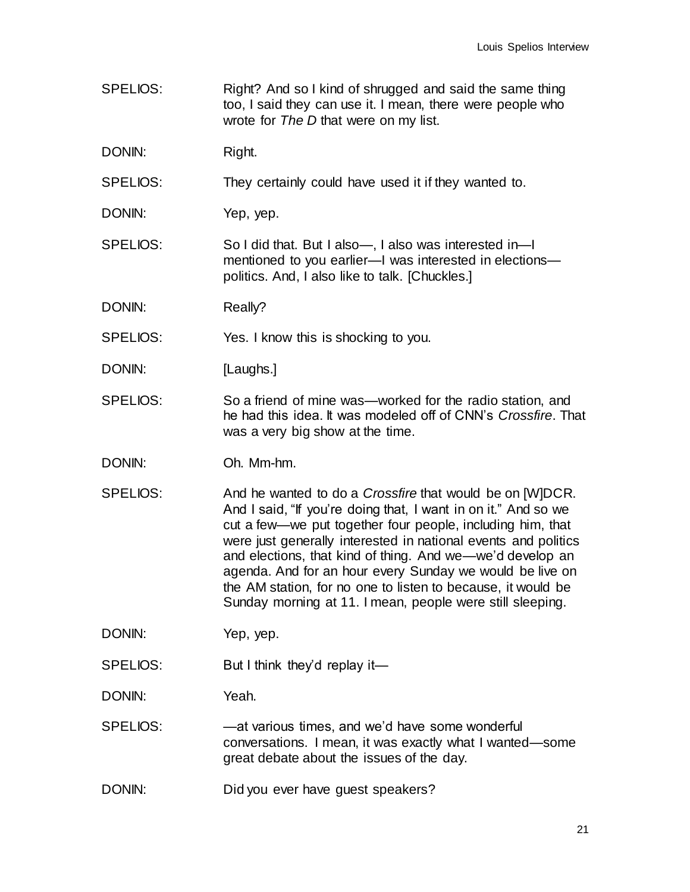SPELIOS: Right? And so I kind of shrugged and said the same thing too, I said they can use it. I mean, there were people who wrote for *The D* that were on my list.

DONIN: Right.

SPELIOS: They certainly could have used it if they wanted to.

DONIN: Yep, yep.

SPELIOS: So I did that. But I also—, I also was interested in—I mentioned to you earlier—I was interested in elections—politics. And, I also like to talk. [Chuckles.]

DONIN: Really?

SPELIOS: Yes. I know this is shocking to you.

DONIN: [Laughs.]

SPELIOS: So a friend of mine was—worked for the radio station, and he had this idea. It was modeled off of CNN's *Crossfire*. That was a very big show at the time.

DONIN: Oh. Mm-hm.

SPELIOS: And he wanted to do a *Crossfire* that would be on [W]DCR. And I said, "If you're doing that, I want in on it." And so we cut a few—we put together four people, including him, that were just generally interested in national events and politics and elections, that kind of thing. And we—we'd develop an agenda. And for an hour every Sunday we would be live on the AM station, for no one to listen to because, it would be Sunday morning at 11. I mean, people were still sleeping.

DONIN: Yep, yep.

SPELIOS: But I think they'd replay it—

DONIN: Yeah.

SPELIOS: —at various times, and we'd have some wonderful conversations. I mean, it was exactly what I wanted—some great debate about the issues of the day.

DONIN: Did you ever have guest speakers?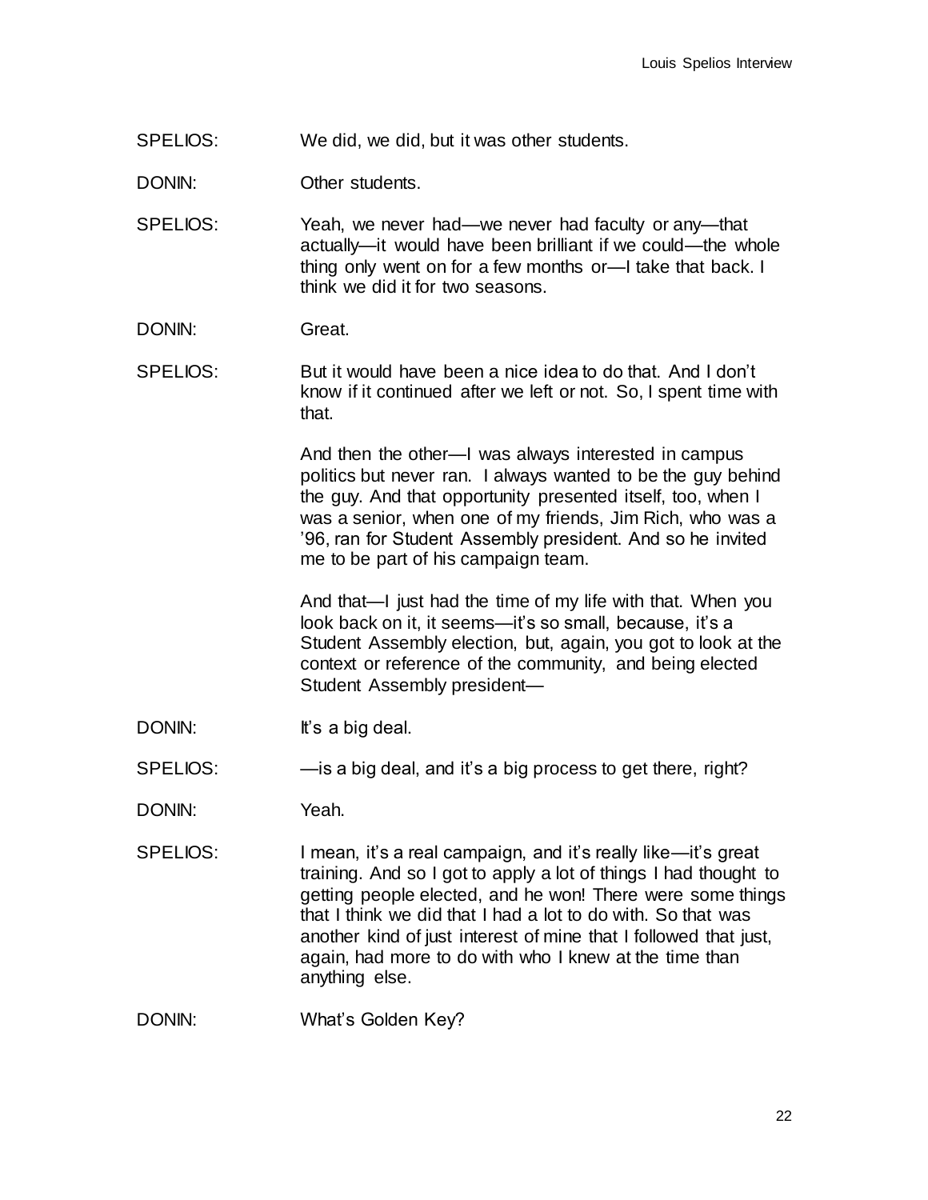SPELIOS: We did, we did, but it was other students.

DONIN: Other students.

SPELIOS: Yeah, we never had—we never had faculty or any—that actually—it would have been brilliant if we could—the whole thing only went on for a few months or—I take that back. I think we did it for two seasons.

DONIN: Great.

SPELIOS: But it would have been a nice idea to do that. And I don't know if it continued after we left or not. So, I spent time with that.

And then the other—I was always interested in campus politics but never ran. I always wanted to be the guy behind the guy. And that opportunity presented itself, too, when I was a senior, when one of my friends, Jim Rich, who was a '96, ran for Student Assembly president. And so he invited me to be part of his campaign team.

And that—I just had the time of my life with that. When you look back on it, it seems—it's so small, because, it's a Student Assembly election, but, again, you got to look at the context or reference of the community, and being elected Student Assembly president—

DONIN: It's a big deal.

SPELIOS: —is a big deal, and it's a big process to get there, right?

DONIN: Yeah.

SPELIOS: I mean, it's a real campaign, and it's really like—it's great training. And so I got to apply a lot of things I had thought to getting people elected, and he won! There were some things that I think we did that I had a lot to do with. So that was another kind of just interest of mine that I followed that just, again, had more to do with who I knew at the time than anything else.

DONIN: What's Golden Key?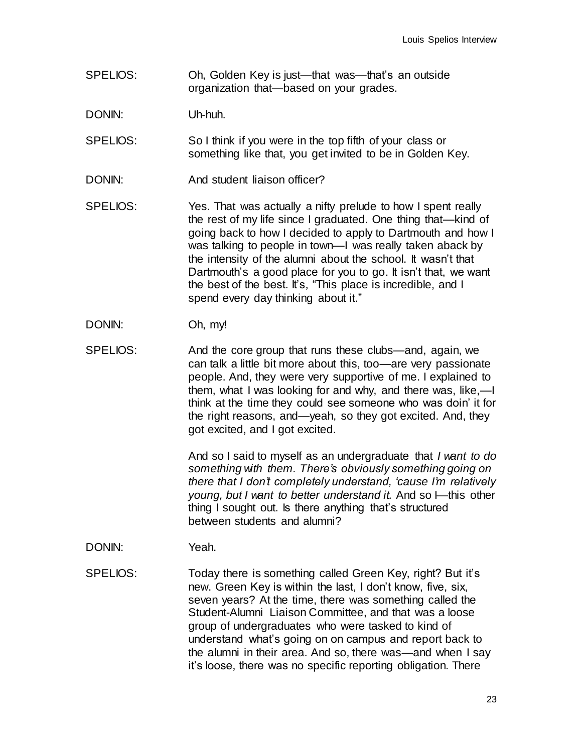SPELIOS: Oh, Golden Key is just—that was—that's an outside organization that—based on your grades.

DONIN: Uh-huh.

SPELIOS: So I think if you were in the top fifth of your class or something like that, you get invited to be in Golden Key.

DONIN: And student liaison officer?

SPELIOS: Yes. That was actually a nifty prelude to how I spent really the rest of my life since I graduated. One thing that—kind of going back to how I decided to apply to Dartmouth and how I was talking to people in town—I was really taken aback by the intensity of the alumni about the school. It wasn't that Dartmouth's a good place for you to go. It isn't that, we want the best of the best. It's, "This place is incredible, and I spend every day thinking about it."

DONIN: Oh, my!

SPELIOS: And the core group that runs these clubs—and, again, we can talk a little bit more about this, too—are very passionate people. And, they were very supportive of me. I explained to them, what I was looking for and why, and there was, like,—I think at the time they could see someone who was doin' it for the right reasons, and—yeah, so they got excited. And, they got excited, and I got excited.

And so I said to myself as an undergraduate that *I want to do something with them. There's obviously something going on there that I don't completely understand, 'cause I'm relatively young, but I want to better understand it.* And so I—this other thing I sought out. Is there anything that's structured between students and alumni?

DONIN: Yeah.

SPELIOS: Today there is something called Green Key, right? But it's new. Green Key is within the last, I don't know, five, six, seven years? At the time, there was something called the Student-Alumni Liaison Committee, and that was a loose group of undergraduates who were tasked to kind of understand what's going on on campus and report back to the alumni in their area. And so, there was—and when I say it's loose, there was no specific reporting obligation. There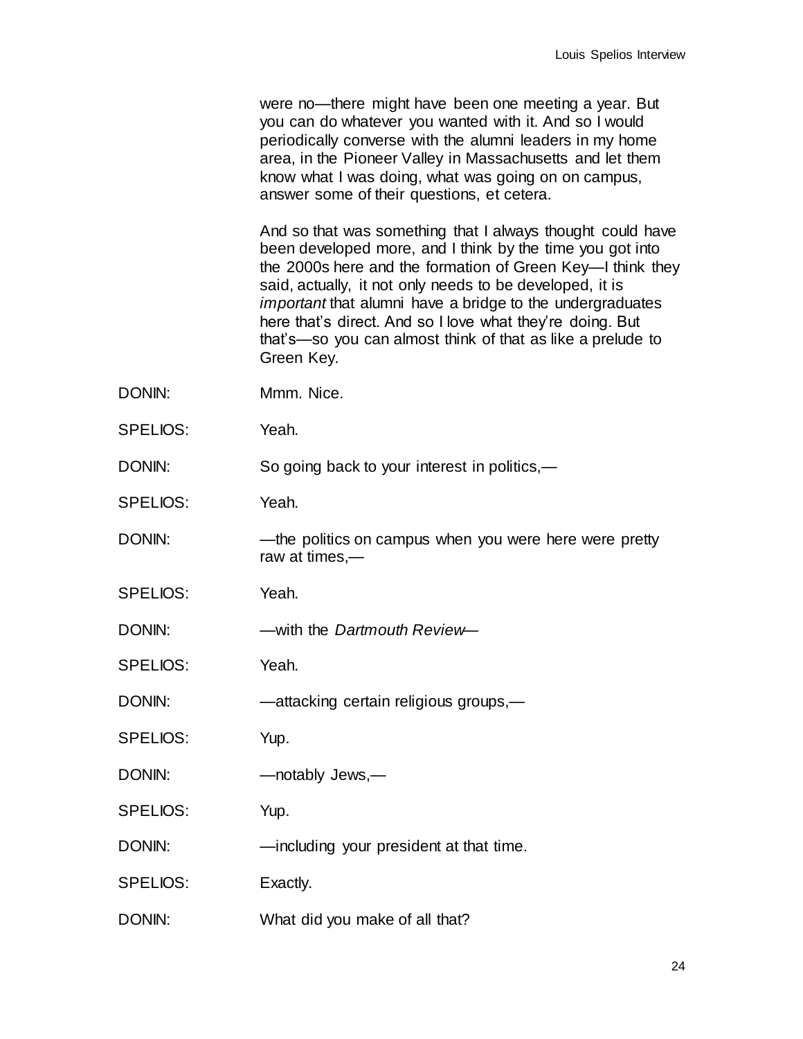were no—there might have been one meeting a year. But you can do whatever you wanted with it. And so I would periodically converse with the alumni leaders in my home area, in the Pioneer Valley in Massachusetts and let them know what I was doing, what was going on on campus, answer some of their questions, et cetera.

And so that was something that I always thought could have been developed more, and I think by the time you got into the 2000s here and the formation of Green Key—I think they said, actually, it not only needs to be developed, it is *important* that alumni have a bridge to the undergraduates here that's direct. And so I love what they're doing. But that's—so you can almost think of that as like a prelude to Green Key.

DONIN: Mmm. Nice.

SPELIOS: Yeah.

DONIN: So going back to your interest in politics,—

SPELIOS: Yeah.

DONIN: —the politics on campus when you were here were pretty raw at times,—

SPELIOS: Yeah.

DONIN: —with the *Dartmouth Review*—

SPELIOS: Yeah.

DONIN: —attacking certain religious groups,—

SPELIOS: Yup.

DONIN: —notably Jews,—

SPELIOS: Yup.

DONIN: —including your president at that time.

SPELIOS: Exactly.

DONIN: What did you make of all that?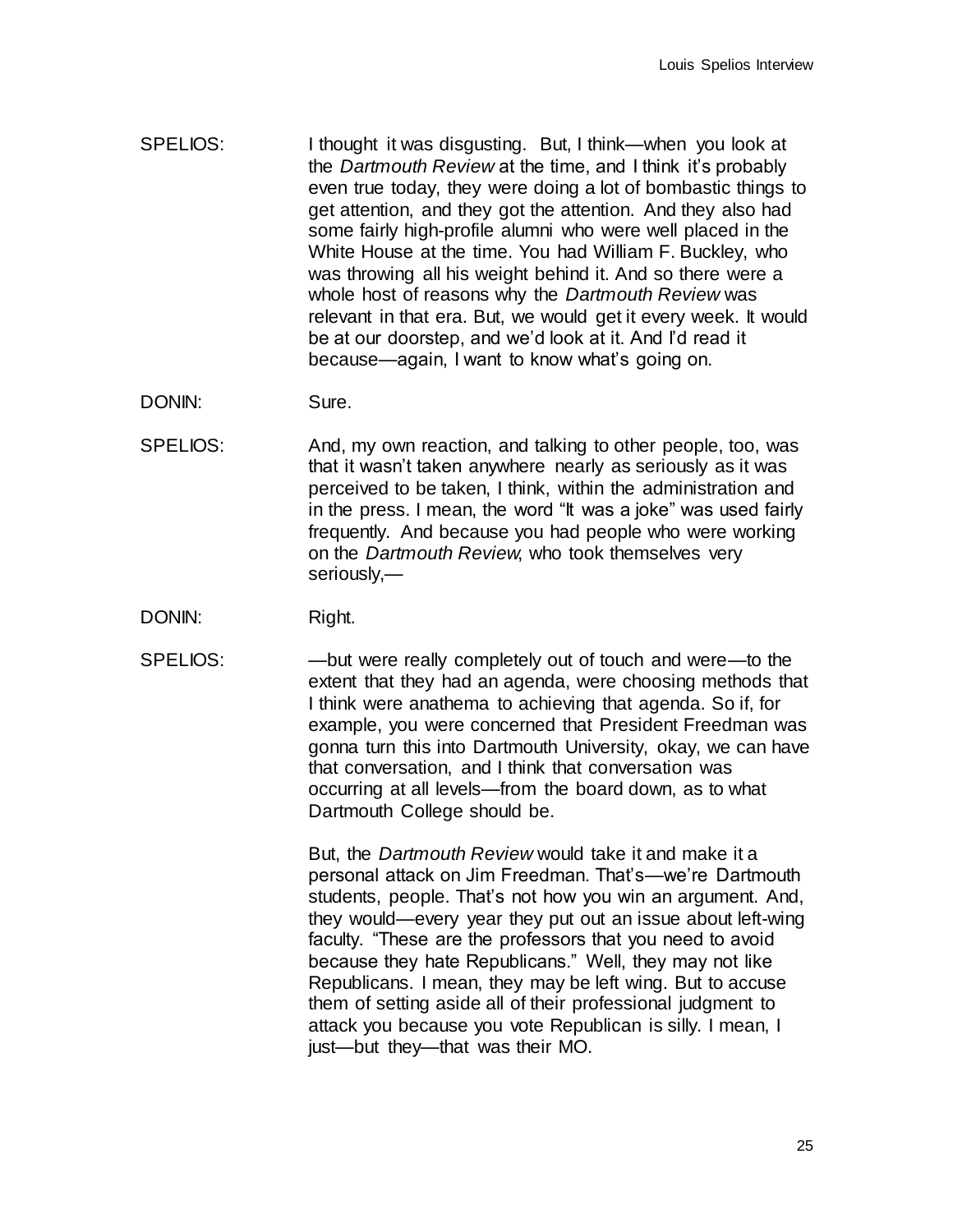SPELIOS: I thought it was disgusting. But, I think—when you look at the *Dartmouth Review* at the time, and I think it's probably even true today, they were doing a lot of bombastic things to get attention, and they got the attention. And they also had some fairly high-profile alumni who were well placed in the White House at the time. You had William F. Buckley, who was throwing all his weight behind it. And so there were a whole host of reasons why the *Dartmouth Review* was relevant in that era. But, we would get it every week. It would be at our doorstep, and we'd look at it. And I'd read it because—again, I want to know what's going on.

DONIN: Sure.

SPELIOS: And, my own reaction, and talking to other people, too, was that it wasn't taken anywhere nearly as seriously as it was perceived to be taken, I think, within the administration and in the press. I mean, the word "It was a joke" was used fairly frequently. And because you had people who were working on the *Dartmouth Review*, who took themselves very seriously,—

DONIN: Right.

SPELIOS: —but were really completely out of touch and were—to the extent that they had an agenda, were choosing methods that I think were anathema to achieving that agenda. So if, for example, you were concerned that President Freedman was gonna turn this into Dartmouth University, okay, we can have that conversation, and I think that conversation was occurring at all levels—from the board down, as to what Dartmouth College should be.

But, the *Dartmouth Review* would take it and make it a personal attack on Jim Freedman. That's—we're Dartmouth students, people. That's not how you win an argument. And, they would—every year they put out an issue about left-wing faculty. "These are the professors that you need to avoid because they hate Republicans." Well, they may not like Republicans. I mean, they may be left wing. But to accuse them of setting aside all of their professional judgment to attack you because you vote Republican is silly. I mean, I just—but they—that was their MO.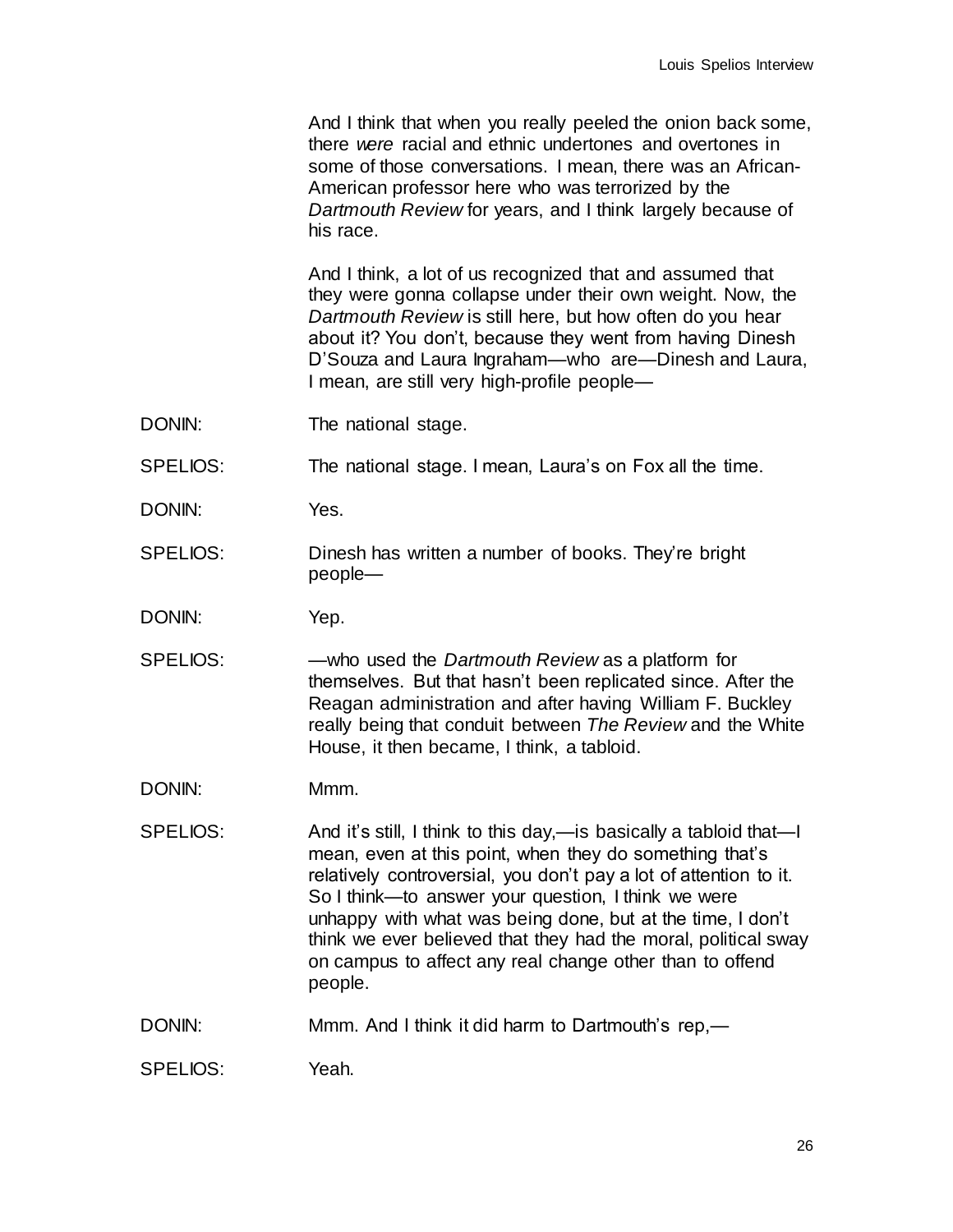And I think that when you really peeled the onion back some, there *were* racial and ethnic undertones and overtones in some of those conversations. I mean, there was an African-American professor here who was terrorized by the *Dartmouth Review* for years, and I think largely because of his race.

And I think, a lot of us recognized that and assumed that they were gonna collapse under their own weight. Now, the *Dartmouth Review* is still here, but how often do you hear about it? You don't, because they went from having Dinesh D'Souza and Laura Ingraham—who are—Dinesh and Laura, I mean, are still very high-profile people—

DONIN: The national stage.

SPELIOS: The national stage. I mean, Laura's on Fox all the time.

DONIN: Yes.

SPELIOS: Dinesh has written a number of books. They're bright people—

DONIN: Yep.

SPELIOS: —who used the *Dartmouth Review* as a platform for themselves. But that hasn't been replicated since. After the Reagan administration and after having William F. Buckley really being that conduit between *The Review* and the White House, it then became, I think, a tabloid.

DONIN: Mmm.

SPELIOS: And it's still, I think to this day,—is basically a tabloid that—I mean, even at this point, when they do something that's relatively controversial, you don't pay a lot of attention to it. So I think—to answer your question, I think we were unhappy with what was being done, but at the time, I don't think we ever believed that they had the moral, political sway on campus to affect any real change other than to offend people.

DONIN: Mmm. And I think it did harm to Dartmouth's rep,—

SPELIOS: Yeah.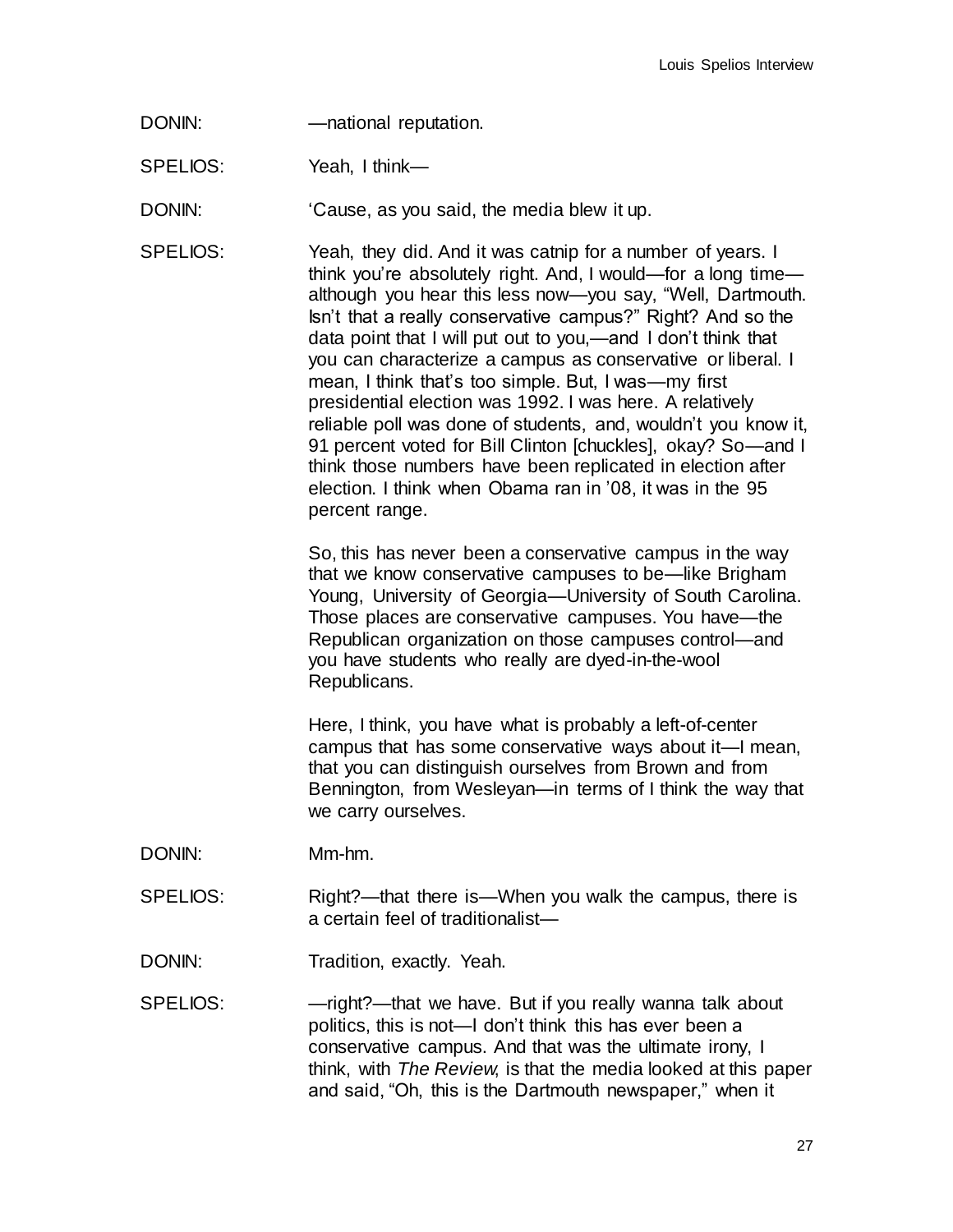DONIN: —national reputation.

SPELIOS: Yeah, I think—

DONIN: 'Cause, as you said, the media blew it up.

SPELIOS: Yeah, they did. And it was catnip for a number of years. I think you're absolutely right. And, I would—for a long time—although you hear this less now—you say, "Well, Dartmouth. Isn't that a really conservative campus?" Right? And so the data point that I will put out to you,—and I don't think that you can characterize a campus as conservative or liberal. I mean, I think that's too simple. But, I was—my first presidential election was 1992. I was here. A relatively reliable poll was done of students, and, wouldn't you know it, 91 percent voted for Bill Clinton [chuckles], okay? So—and I think those numbers have been replicated in election after election. I think when Obama ran in '08, it was in the 95 percent range.

So, this has never been a conservative campus in the way that we know conservative campuses to be—like Brigham Young, University of Georgia—University of South Carolina. Those places are conservative campuses. You have—the Republican organization on those campuses control—and you have students who really are dyed-in-the-wool Republicans.

Here, I think, you have what is probably a left-of-center campus that has some conservative ways about it—I mean, that you can distinguish ourselves from Brown and from Bennington, from Wesleyan—in terms of I think the way that we carry ourselves.

DONIN: Mm-hm.

SPELIOS: Right?—that there is—When you walk the campus, there is a certain feel of traditionalist—

DONIN: Tradition, exactly. Yeah.

SPELIOS: —right?—that we have. But if you really wanna talk about politics, this is not—I don't think this has ever been a conservative campus. And that was the ultimate irony, I think, with *The Review*, is that the media looked at this paper and said, "Oh, this is the Dartmouth newspaper," when it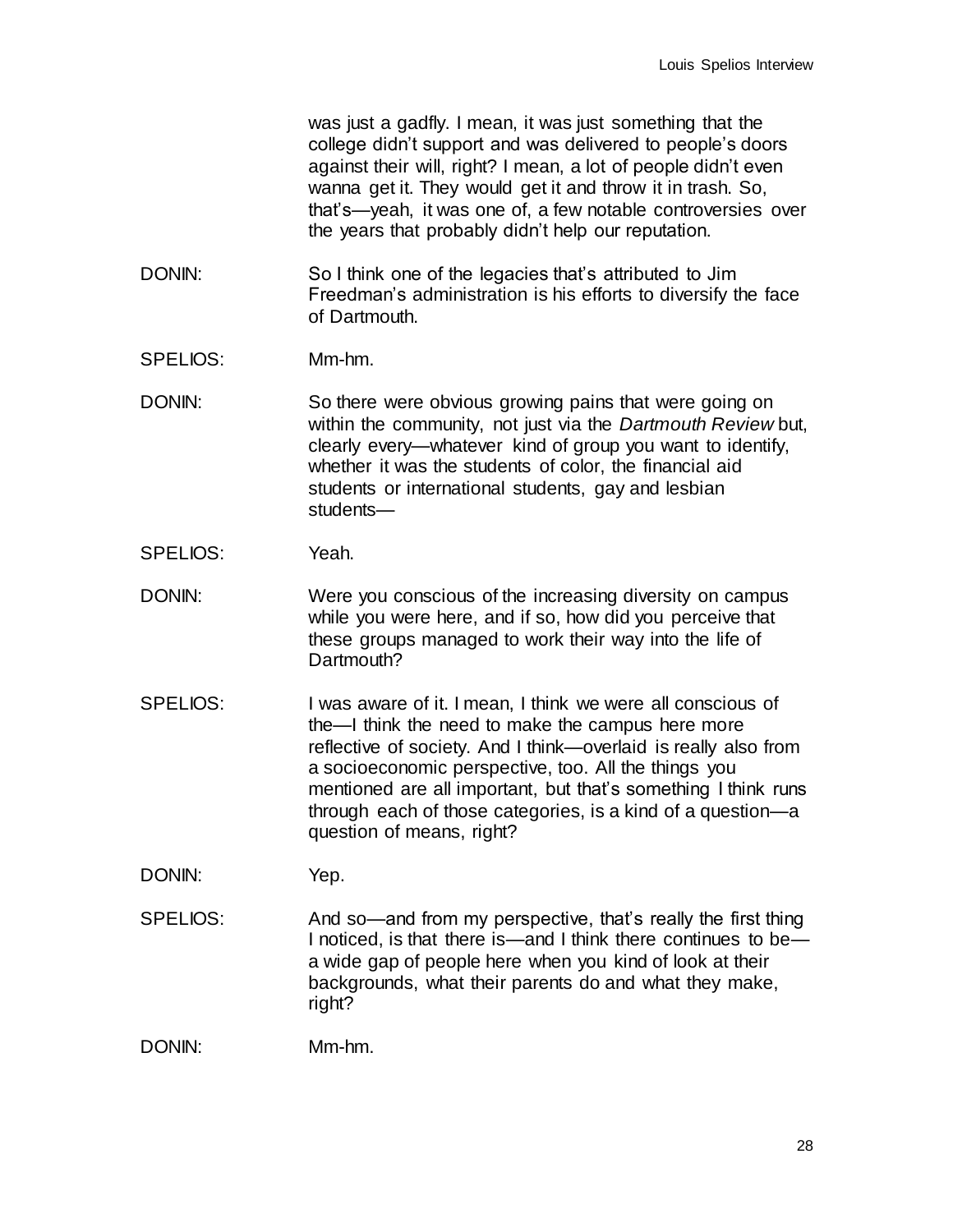was just a gadfly. I mean, it was just something that the college didn't support and was delivered to people's doors against their will, right? I mean, a lot of people didn't even wanna get it. They would get it and throw it in trash. So, that's—yeah, it was one of, a few notable controversies over the years that probably didn't help our reputation.

DONIN: So I think one of the legacies that's attributed to Jim Freedman's administration is his efforts to diversify the face of Dartmouth.

SPELIOS: Mm-hm.

DONIN: So there were obvious growing pains that were going on within the community, not just via the *Dartmouth Review* but, clearly every—whatever kind of group you want to identify, whether it was the students of color, the financial aid students or international students, gay and lesbian students—

SPELIOS: Yeah.

DONIN: Were you conscious of the increasing diversity on campus while you were here, and if so, how did you perceive that these groups managed to work their way into the life of Dartmouth?

SPELIOS: I was aware of it. I mean, I think we were all conscious of the—I think the need to make the campus here more reflective of society. And I think—overlaid is really also from a socioeconomic perspective, too. All the things you mentioned are all important, but that's something I think runs through each of those categories, is a kind of a question—a question of means, right?

DONIN: Yep.

SPELIOS: And so—and from my perspective, that's really the first thing I noticed, is that there is—and I think there continues to be—a wide gap of people here when you kind of look at their backgrounds, what their parents do and what they make, right?

DONIN: Mm-hm.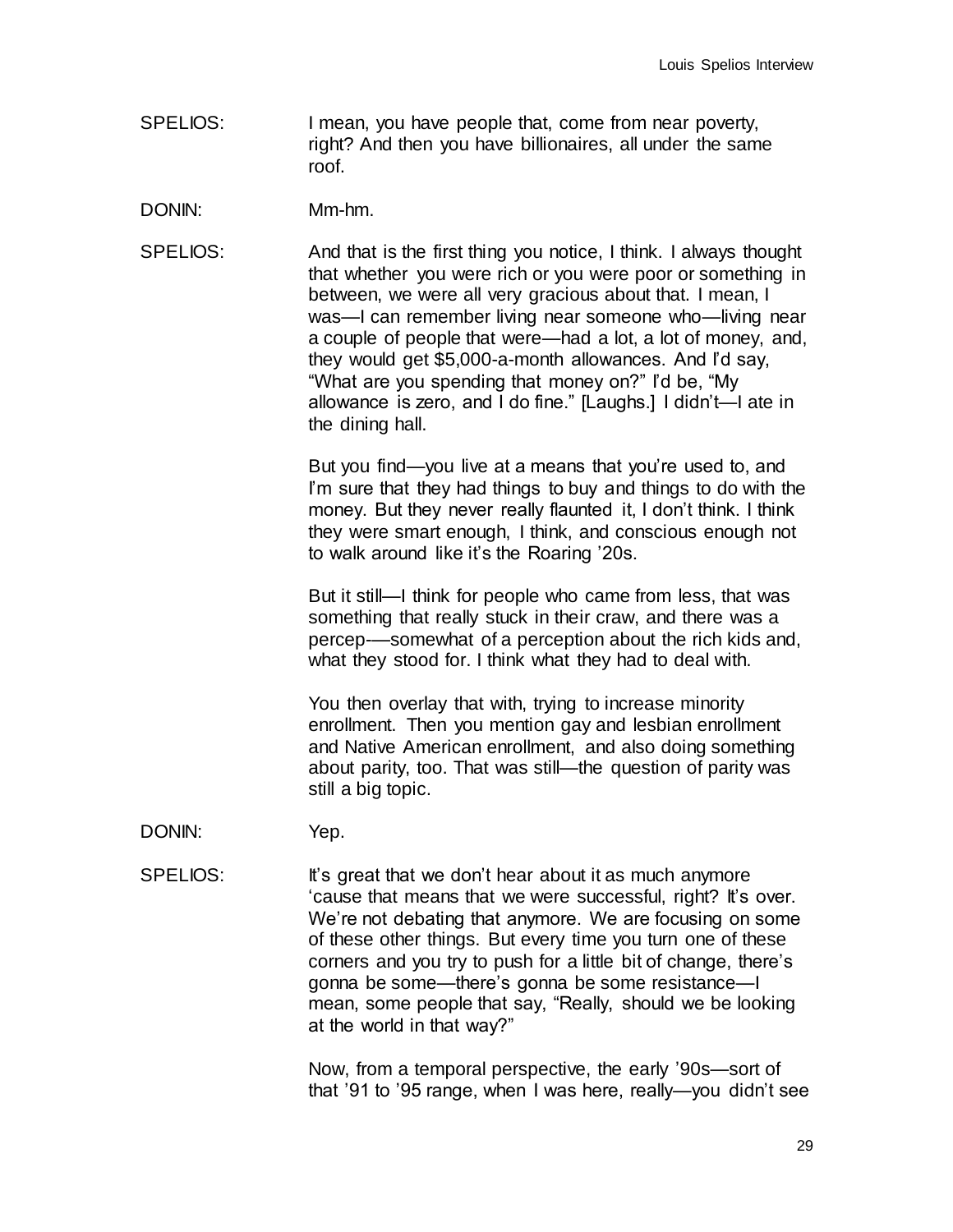SPELIOS: I mean, you have people that, come from near poverty, right? And then you have billionaires, all under the same roof.

DONIN: Mm-hm.

SPELIOS: And that is the first thing you notice, I think. I always thought that whether you were rich or you were poor or something in between, we were all very gracious about that. I mean, I was—I can remember living near someone who—living near a couple of people that were—had a lot, a lot of money, and, they would get $5,000-a-month allowances. And I'd say, "What are you spending that money on?" I'd be, "My allowance is zero, and I do fine." [Laughs.] I didn't—I ate in the dining hall.

But you find—you live at a means that you're used to, and I'm sure that they had things to buy and things to do with the money. But they never really flaunted it, I don't think. I think they were smart enough, I think, and conscious enough not to walk around like it's the Roaring '20s.

But it still—I think for people who came from less, that was something that really stuck in their craw, and there was a percep-—somewhat of a perception about the rich kids and, what they stood for. I think what they had to deal with.

You then overlay that with, trying to increase minority enrollment. Then you mention gay and lesbian enrollment and Native American enrollment, and also doing something about parity, too. That was still—the question of parity was still a big topic.

DONIN: Yep.

SPELIOS: It's great that we don't hear about it as much anymore 'cause that means that we were successful, right? It's over. We're not debating that anymore. We are focusing on some of these other things. But every time you turn one of these corners and you try to push for a little bit of change, there's gonna be some—there's gonna be some resistance—I mean, some people that say, "Really, should we be looking at the world in that way?"

Now, from a temporal perspective, the early '90s—sort of that '91 to '95 range, when I was here, really—you didn't see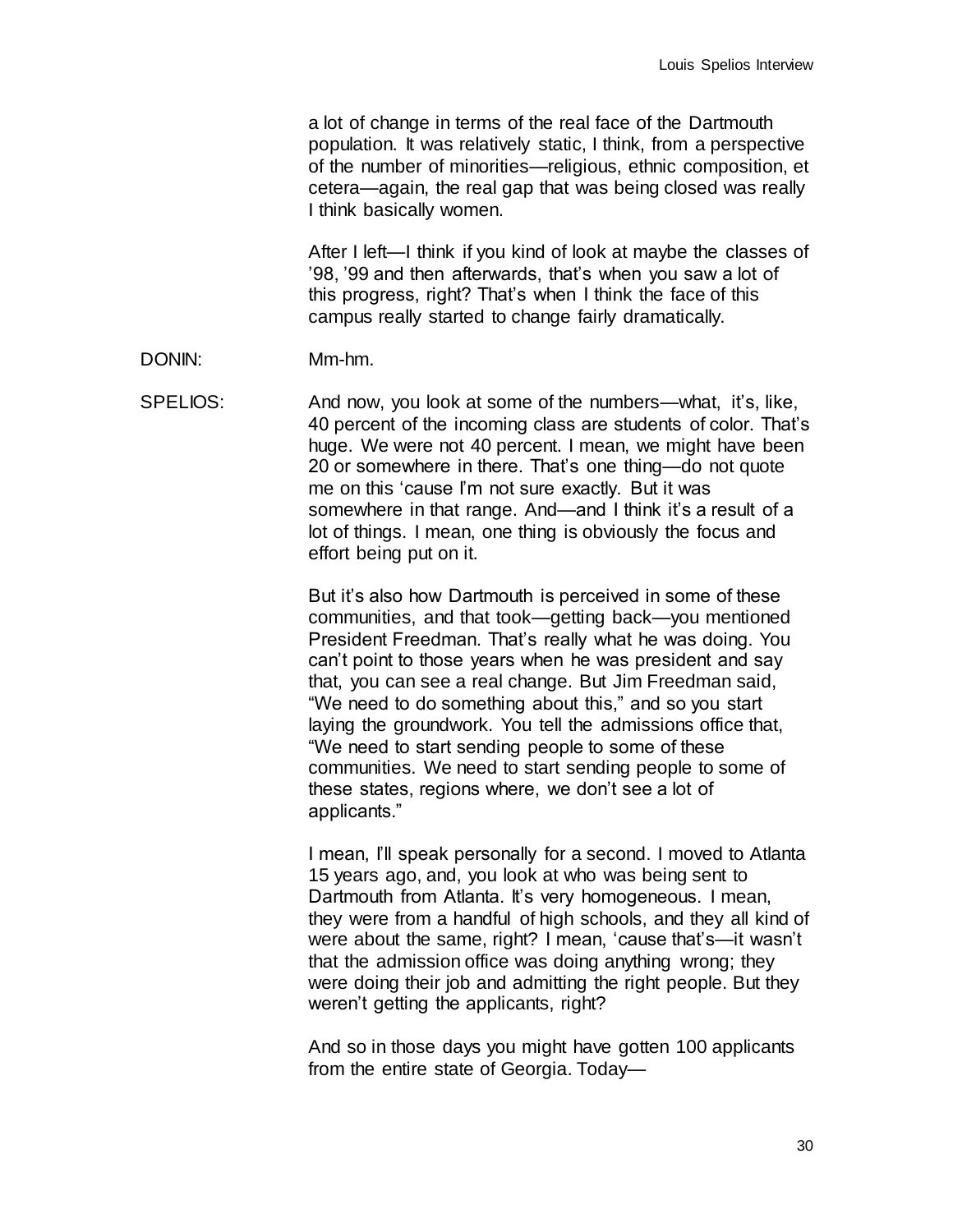a lot of change in terms of the real face of the Dartmouth population. It was relatively static, I think, from a perspective of the number of minorities—religious, ethnic composition, et cetera—again, the real gap that was being closed was really I think basically women.

After I left—I think if you kind of look at maybe the classes of '98, '99 and then afterwards, that's when you saw a lot of this progress, right? That's when I think the face of this campus really started to change fairly dramatically.

DONIN: Mm-hm.

SPELIOS: And now, you look at some of the numbers—what, it's, like, 40 percent of the incoming class are students of color. That's huge. We were not 40 percent. I mean, we might have been 20 or somewhere in there. That's one thing—do not quote me on this 'cause I'm not sure exactly. But it was somewhere in that range. And—and I think it's a result of a lot of things. I mean, one thing is obviously the focus and effort being put on it.

But it's also how Dartmouth is perceived in some of these communities, and that took—getting back—you mentioned President Freedman. That's really what he was doing. You can't point to those years when he was president and say that, you can see a real change. But Jim Freedman said, "We need to do something about this," and so you start laying the groundwork. You tell the admissions office that, "We need to start sending people to some of these communities. We need to start sending people to some of these states, regions where, we don't see a lot of applicants."

I mean, I'll speak personally for a second. I moved to Atlanta 15 years ago, and, you look at who was being sent to Dartmouth from Atlanta. It's very homogeneous. I mean, they were from a handful of high schools, and they all kind of were about the same, right? I mean, 'cause that's—it wasn't that the admission office was doing anything wrong; they were doing their job and admitting the right people. But they weren't getting the applicants, right?

And so in those days you might have gotten 100 applicants from the entire state of Georgia. Today—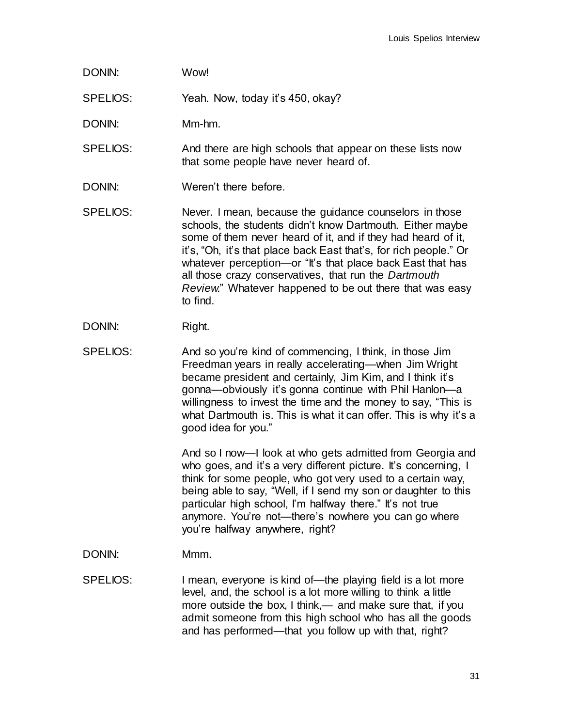DONIN: Wow!

SPELIOS: Yeah. Now, today it's 450, okay?

DONIN: Mm-hm.

SPELIOS: And there are high schools that appear on these lists now that some people have never heard of.

DONIN: Weren't there before.

SPELIOS: Never. I mean, because the guidance counselors in those schools, the students didn't know Dartmouth. Either maybe some of them never heard of it, and if they had heard of it, it's, "Oh, it's that place back East that's, for rich people." Or whatever perception—or "It's that place back East that has all those crazy conservatives, that run the *Dartmouth Review*." Whatever happened to be out there that was easy to find.

DONIN: Right.

SPELIOS: And so you're kind of commencing, I think, in those Jim Freedman years in really accelerating—when Jim Wright became president and certainly, Jim Kim, and I think it's gonna—obviously it's gonna continue with Phil Hanlon—a willingness to invest the time and the money to say, "This is what Dartmouth is. This is what it can offer. This is why it's a good idea for you."

And so I now—I look at who gets admitted from Georgia and who goes, and it's a very different picture. It's concerning, I think for some people, who got very used to a certain way, being able to say, "Well, if I send my son or daughter to this particular high school, I'm halfway there." It's not true anymore. You're not—there's nowhere you can go where you're halfway anywhere, right?

DONIN: Mmm.

SPELIOS: I mean, everyone is kind of—the playing field is a lot more level, and, the school is a lot more willing to think a little more outside the box, I think,— and make sure that, if you admit someone from this high school who has all the goods and has performed—that you follow up with that, right?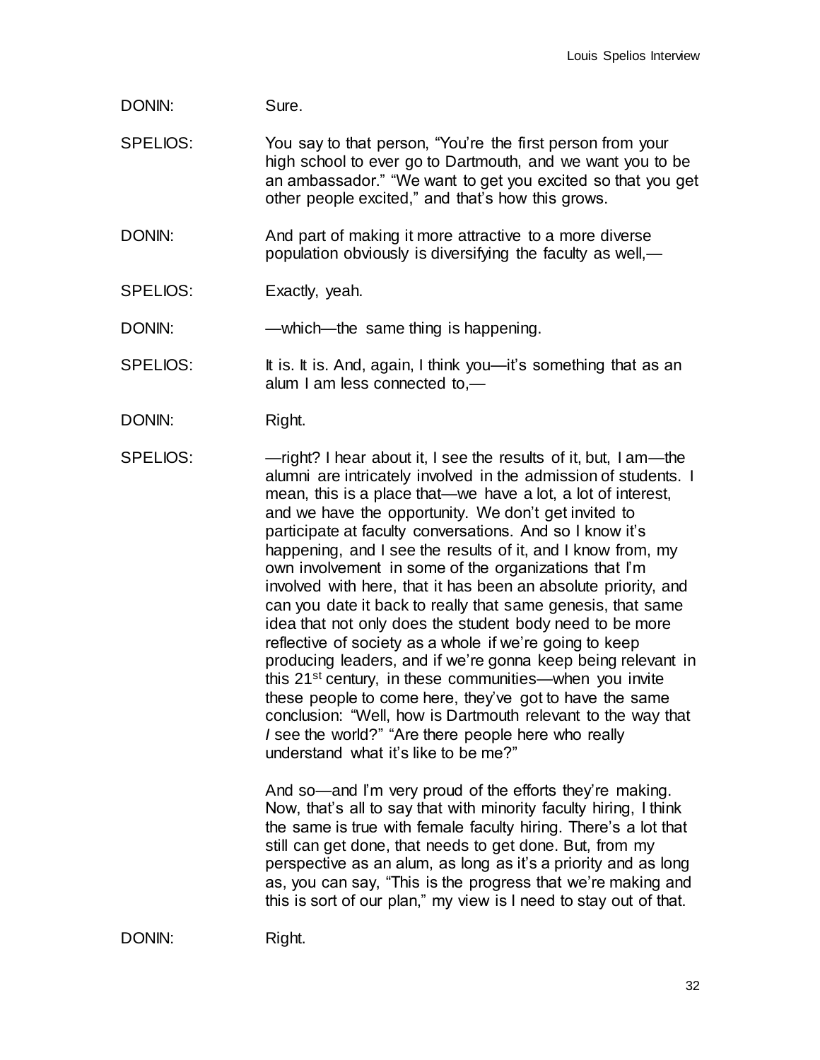DONIN: Sure.

SPELIOS: You say to that person, "You're the first person from your high school to ever go to Dartmouth, and we want you to be an ambassador." "We want to get you excited so that you get other people excited," and that's how this grows.

DONIN: And part of making it more attractive to a more diverse population obviously is diversifying the faculty as well,—

SPELIOS: Exactly, yeah.

DONIN: —which—the same thing is happening.

SPELIOS: It is. It is. And, again, I think you—it's something that as an alum I am less connected to,—

DONIN: Right.

SPELIOS: —right? I hear about it, I see the results of it, but, I am—the alumni are intricately involved in the admission of students. I mean, this is a place that—we have a lot, a lot of interest, and we have the opportunity. We don't get invited to participate at faculty conversations. And so I know it's happening, and I see the results of it, and I know from, my own involvement in some of the organizations that I'm involved with here, that it has been an absolute priority, and can you date it back to really that same genesis, that same idea that not only does the student body need to be more reflective of society as a whole if we're going to keep producing leaders, and if we're gonna keep being relevant in this 21st century, in these communities—when you invite these people to come here, they've got to have the same conclusion: "Well, how is Dartmouth relevant to the way that *I* see the world?" "Are there people here who really understand what it's like to be me?"

And so—and I'm very proud of the efforts they're making. Now, that's all to say that with minority faculty hiring, I think the same is true with female faculty hiring. There's a lot that still can get done, that needs to get done. But, from my perspective as an alum, as long as it's a priority and as long as, you can say, "This is the progress that we're making and this is sort of our plan," my view is I need to stay out of that.

DONIN: Right.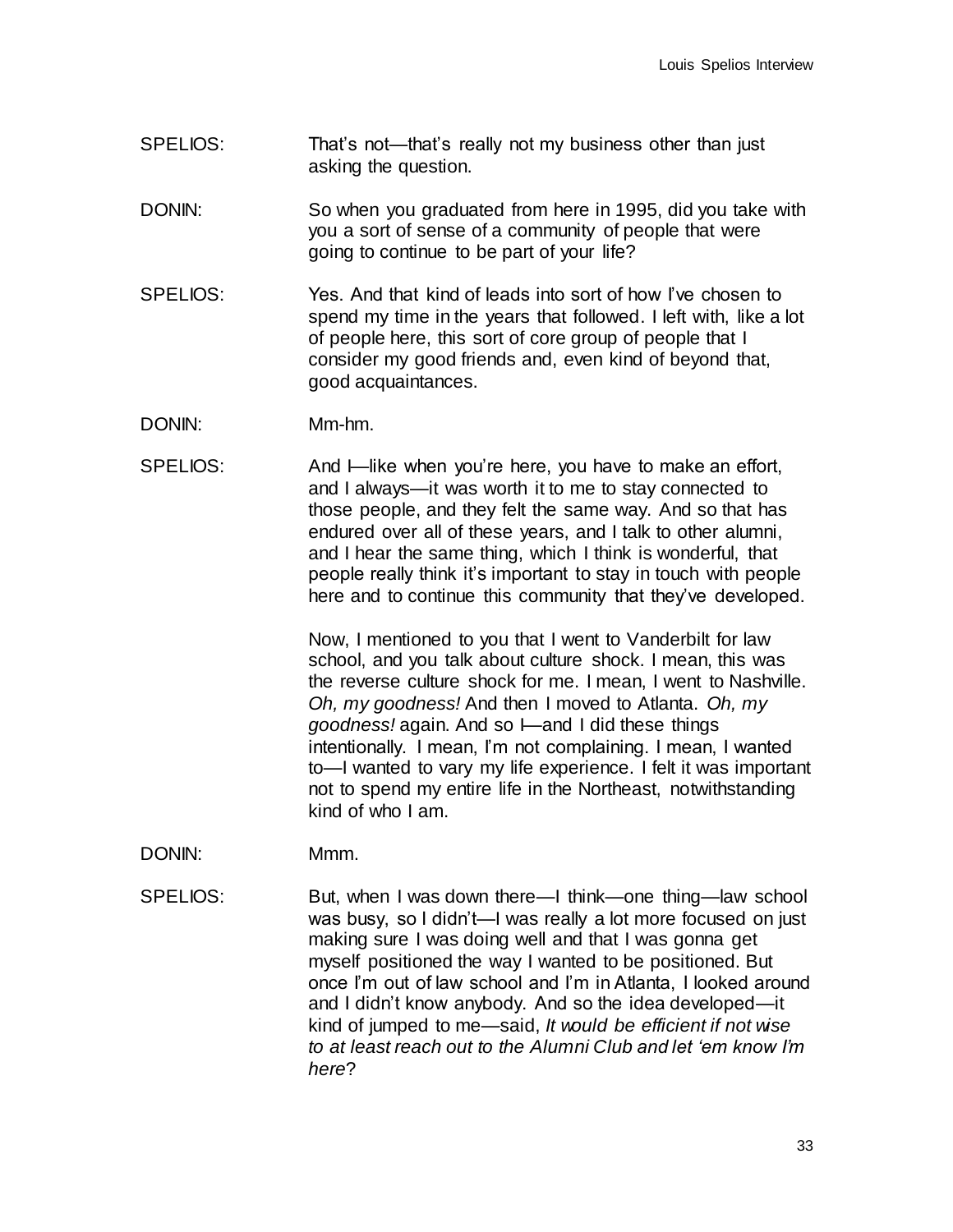SPELIOS: That's not—that's really not my business other than just asking the question.

DONIN: So when you graduated from here in 1995, did you take with you a sort of sense of a community of people that were going to continue to be part of your life?

SPELIOS: Yes. And that kind of leads into sort of how I've chosen to spend my time in the years that followed. I left with, like a lot of people here, this sort of core group of people that I consider my good friends and, even kind of beyond that, good acquaintances.

DONIN: Mm-hm.

SPELIOS: And I—like when you're here, you have to make an effort, and I always—it was worth it to me to stay connected to those people, and they felt the same way. And so that has endured over all of these years, and I talk to other alumni, and I hear the same thing, which I think is wonderful, that people really think it's important to stay in touch with people here and to continue this community that they've developed.

Now, I mentioned to you that I went to Vanderbilt for law school, and you talk about culture shock. I mean, this was the reverse culture shock for me. I mean, I went to Nashville. *Oh, my goodness!* And then I moved to Atlanta. *Oh, my goodness!* again. And so I—and I did these things intentionally. I mean, I'm not complaining. I mean, I wanted to—I wanted to vary my life experience. I felt it was important not to spend my entire life in the Northeast, notwithstanding kind of who I am.

DONIN: Mmm.

SPELIOS: But, when I was down there—I think—one thing—law school was busy, so I didn't—I was really a lot more focused on just making sure I was doing well and that I was gonna get myself positioned the way I wanted to be positioned. But once I'm out of law school and I'm in Atlanta, I looked around and I didn't know anybody. And so the idea developed—it kind of jumped to me—said, *It would be efficient if not wise to at least reach out to the Alumni Club and let 'em know I'm here*?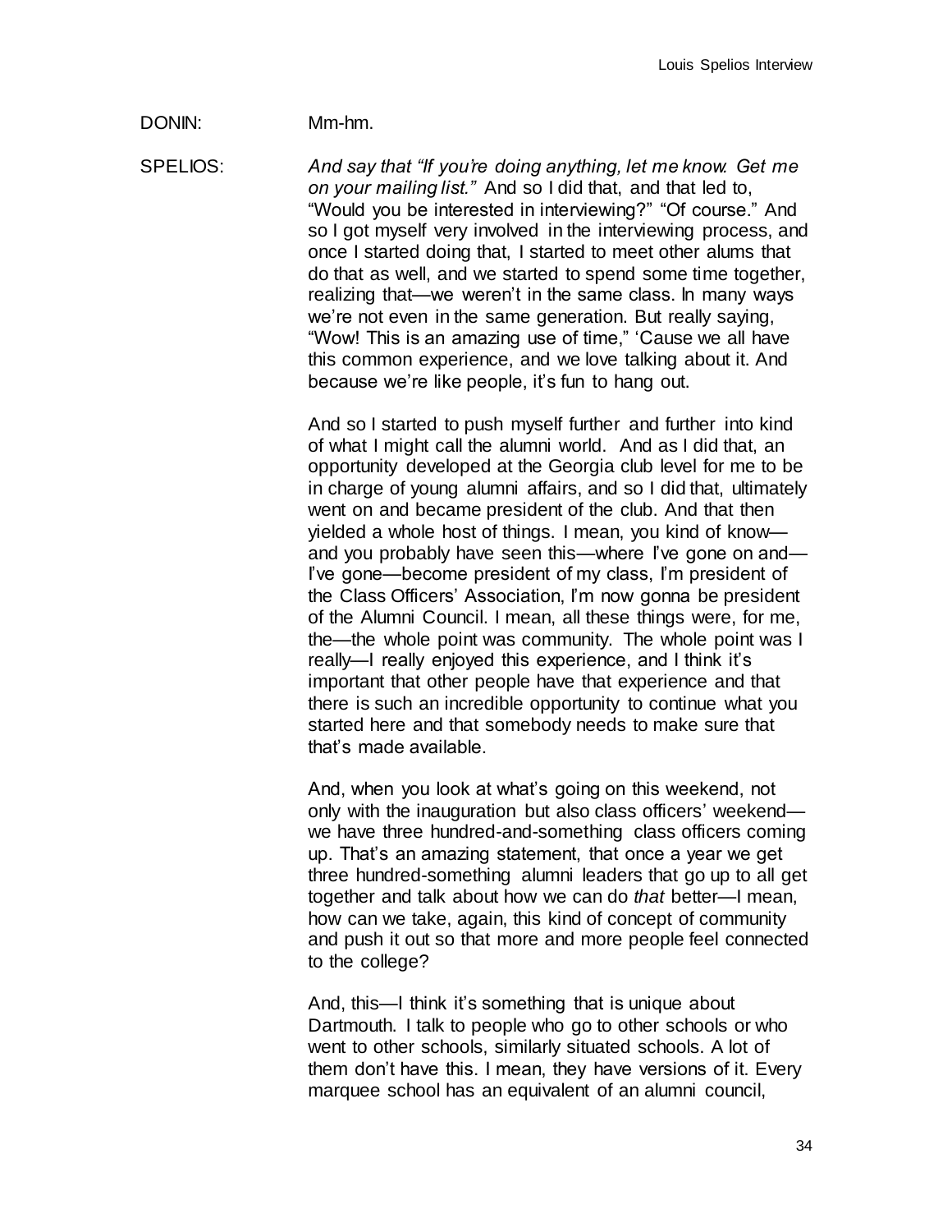DONIN: Mm-hm.

SPELIOS: *And say that "If you're doing anything, let me know. Get me on your mailing list."* And so I did that, and that led to, "Would you be interested in interviewing?" "Of course." And so I got myself very involved in the interviewing process, and once I started doing that, I started to meet other alums that do that as well, and we started to spend some time together, realizing that—we weren't in the same class. In many ways we're not even in the same generation. But really saying, "Wow! This is an amazing use of time," 'Cause we all have this common experience, and we love talking about it. And because we're like people, it's fun to hang out.

And so I started to push myself further and further into kind of what I might call the alumni world. And as I did that, an opportunity developed at the Georgia club level for me to be in charge of young alumni affairs, and so I did that, ultimately went on and became president of the club. And that then yielded a whole host of things. I mean, you kind of know—and you probably have seen this—where I've gone on and—I've gone—become president of my class, I'm president of the Class Officers' Association, I'm now gonna be president of the Alumni Council. I mean, all these things were, for me, the—the whole point was community. The whole point was I really—I really enjoyed this experience, and I think it's important that other people have that experience and that there is such an incredible opportunity to continue what you started here and that somebody needs to make sure that that's made available.

And, when you look at what's going on this weekend, not only with the inauguration but also class officers' weekend—we have three hundred-and-something class officers coming up. That's an amazing statement, that once a year we get three hundred-something alumni leaders that go up to all get together and talk about how we can do *that* better—I mean, how can we take, again, this kind of concept of community and push it out so that more and more people feel connected to the college?

And, this—I think it's something that is unique about Dartmouth. I talk to people who go to other schools or who went to other schools, similarly situated schools. A lot of them don't have this. I mean, they have versions of it. Every marquee school has an equivalent of an alumni council,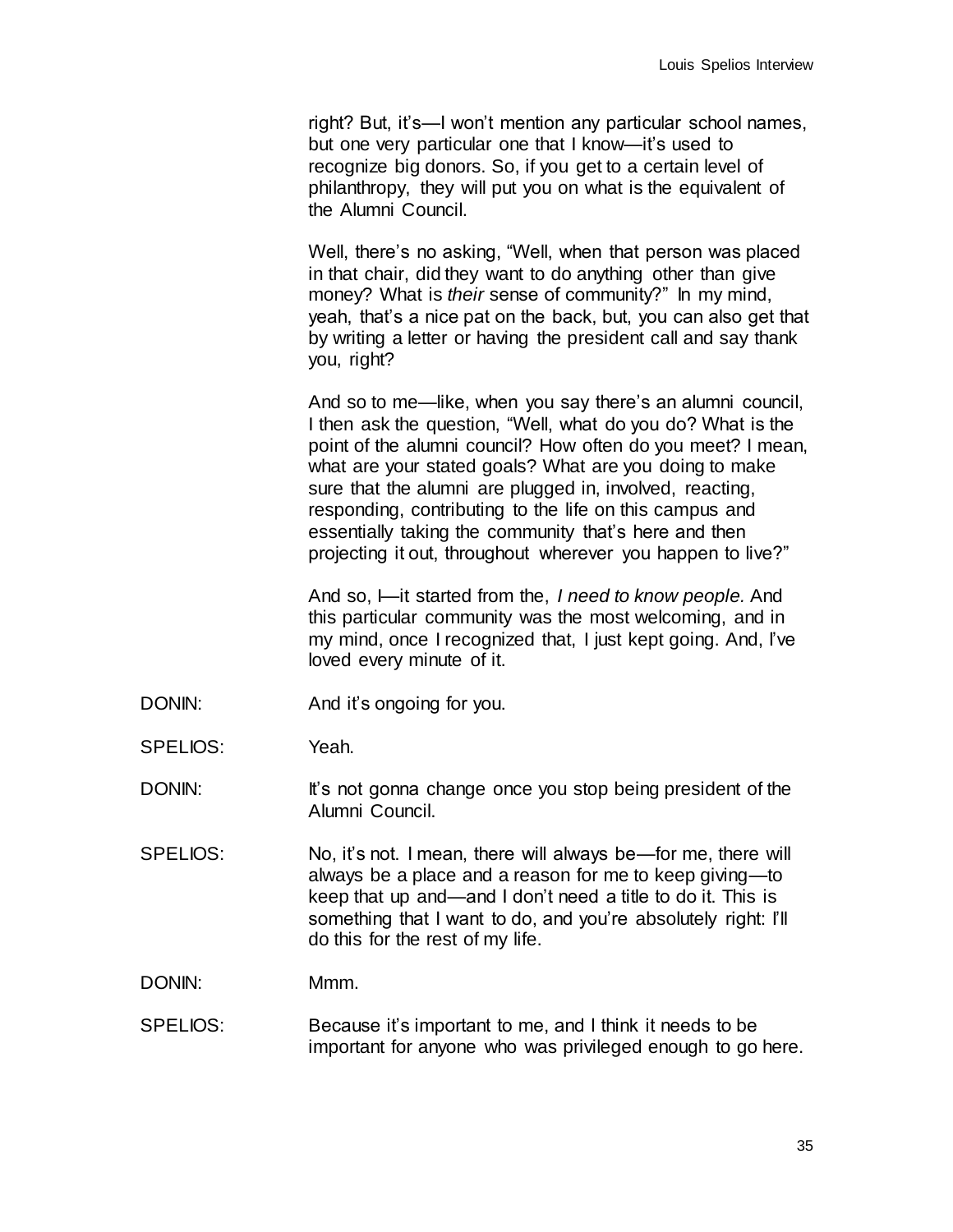right? But, it's—I won't mention any particular school names, but one very particular one that I know—it's used to recognize big donors. So, if you get to a certain level of philanthropy, they will put you on what is the equivalent of the Alumni Council.

Well, there's no asking, "Well, when that person was placed in that chair, did they want to do anything other than give money? What is *their* sense of community?" In my mind, yeah, that's a nice pat on the back, but, you can also get that by writing a letter or having the president call and say thank you, right?

And so to me—like, when you say there's an alumni council, I then ask the question, "Well, what do you do? What is the point of the alumni council? How often do you meet? I mean, what are your stated goals? What are you doing to make sure that the alumni are plugged in, involved, reacting, responding, contributing to the life on this campus and essentially taking the community that's here and then projecting it out, throughout wherever you happen to live?"

And so, I—it started from the, *I need to know people.* And this particular community was the most welcoming, and in my mind, once I recognized that, I just kept going. And, I've loved every minute of it.

DONIN: And it's ongoing for you.

SPELIOS: Yeah.

DONIN: It's not gonna change once you stop being president of the Alumni Council.

SPELIOS: No, it's not. I mean, there will always be—for me, there will always be a place and a reason for me to keep giving—to keep that up and—and I don't need a title to do it. This is something that I want to do, and you're absolutely right: I'll do this for the rest of my life.

DONIN: Mmm.

SPELIOS: Because it's important to me, and I think it needs to be important for anyone who was privileged enough to go here.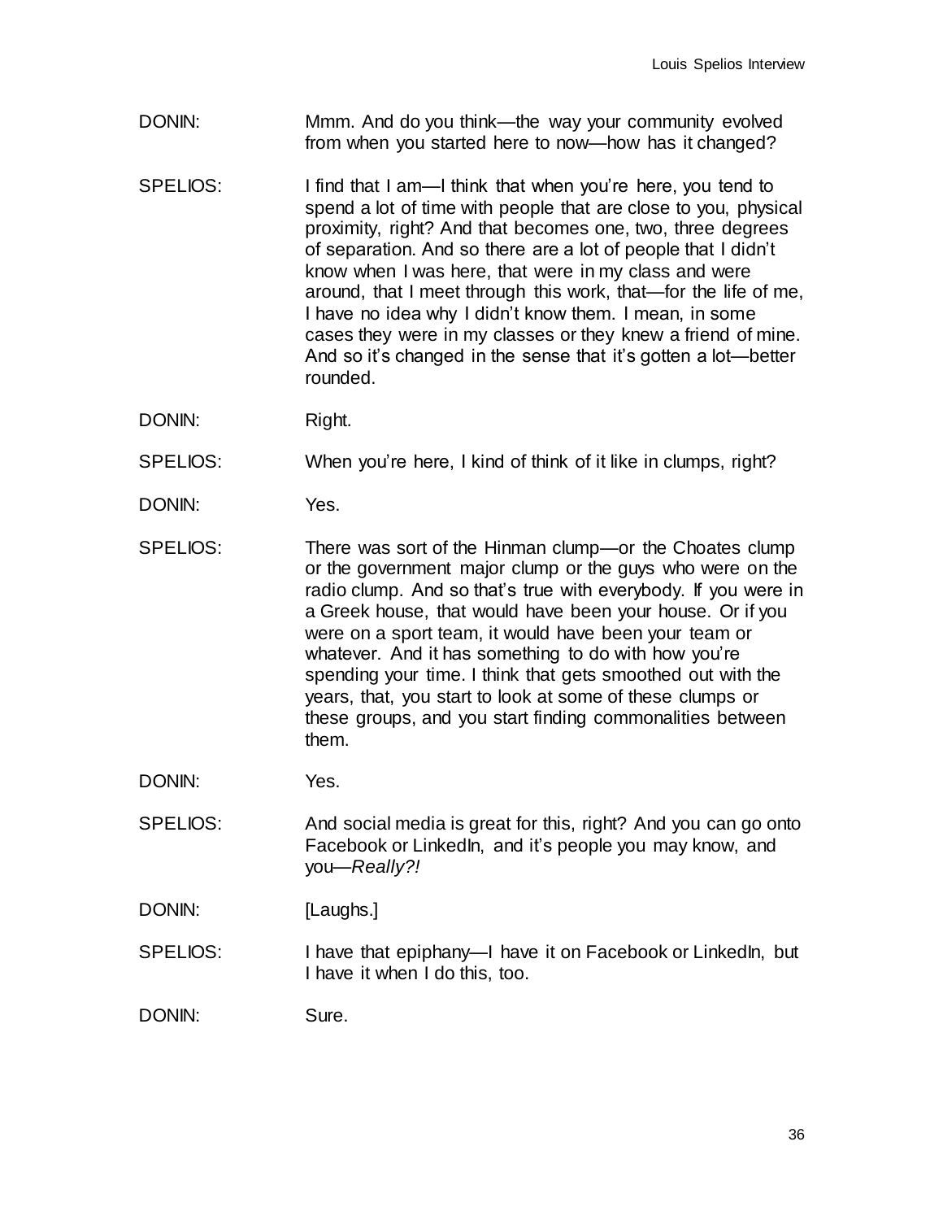DONIN: Mmm. And do you think—the way your community evolved from when you started here to now—how has it changed?

SPELIOS: I find that I am—I think that when you're here, you tend to spend a lot of time with people that are close to you, physical proximity, right? And that becomes one, two, three degrees of separation. And so there are a lot of people that I didn't know when I was here, that were in my class and were around, that I meet through this work, that—for the life of me, I have no idea why I didn't know them. I mean, in some cases they were in my classes or they knew a friend of mine. And so it's changed in the sense that it's gotten a lot—better rounded.

DONIN: Right.

SPELIOS: When you're here, I kind of think of it like in clumps, right?

DONIN: Yes.

SPELIOS: There was sort of the Hinman clump—or the Choates clump or the government major clump or the guys who were on the radio clump. And so that's true with everybody. If you were in a Greek house, that would have been your house. Or if you were on a sport team, it would have been your team or whatever. And it has something to do with how you're spending your time. I think that gets smoothed out with the years, that, you start to look at some of these clumps or these groups, and you start finding commonalities between them.

DONIN: Yes.

SPELIOS: And social media is great for this, right? And you can go onto Facebook or LinkedIn, and it's people you may know, and you—*Really?!*

DONIN: [Laughs.]

SPELIOS: I have that epiphany—I have it on Facebook or LinkedIn, but I have it when I do this, too.

DONIN: Sure.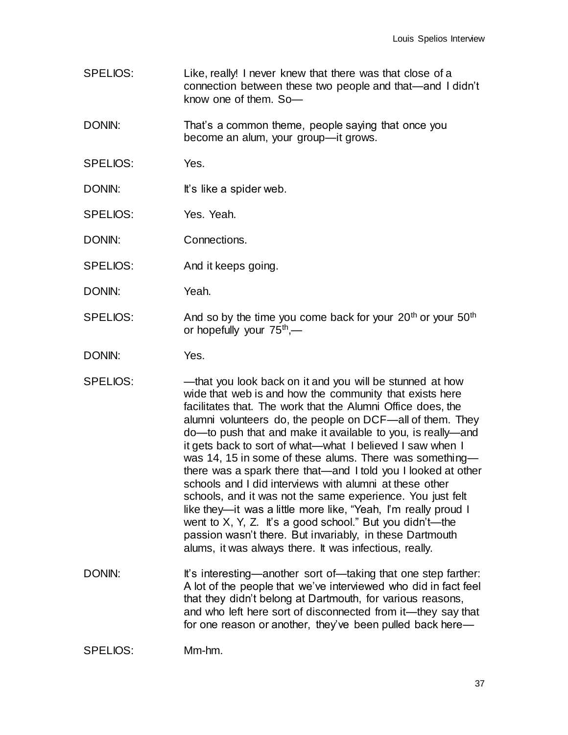SPELIOS: Like, really! I never knew that there was that close of a connection between these two people and that—and I didn't know one of them. So—

DONIN: That's a common theme, people saying that once you become an alum, your group—it grows.

SPELIOS: Yes.

DONIN: It's like a spider web.

SPELIOS: Yes. Yeah.

DONIN: Connections.

SPELIOS: And it keeps going.

DONIN: Yeah.

SPELIOS: And so by the time you come back for your 20th or your 50th or hopefully your 75th,—

DONIN: Yes.

SPELIOS: —that you look back on it and you will be stunned at how wide that web is and how the community that exists here facilitates that. The work that the Alumni Office does, the alumni volunteers do, the people on DCF—all of them. They do—to push that and make it available to you, is really—and it gets back to sort of what—what I believed I saw when I was 14, 15 in some of these alums. There was something—there was a spark there that—and I told you I looked at other schools and I did interviews with alumni at these other schools, and it was not the same experience. You just felt like they—it was a little more like, "Yeah, I'm really proud I went to X, Y, Z. It's a good school." But you didn't—the passion wasn't there. But invariably, in these Dartmouth alums, it was always there. It was infectious, really.

DONIN: It's interesting—another sort of—taking that one step farther: A lot of the people that we've interviewed who did in fact feel that they didn't belong at Dartmouth, for various reasons, and who left here sort of disconnected from it—they say that for one reason or another, they've been pulled back here—

SPELIOS: Mm-hm.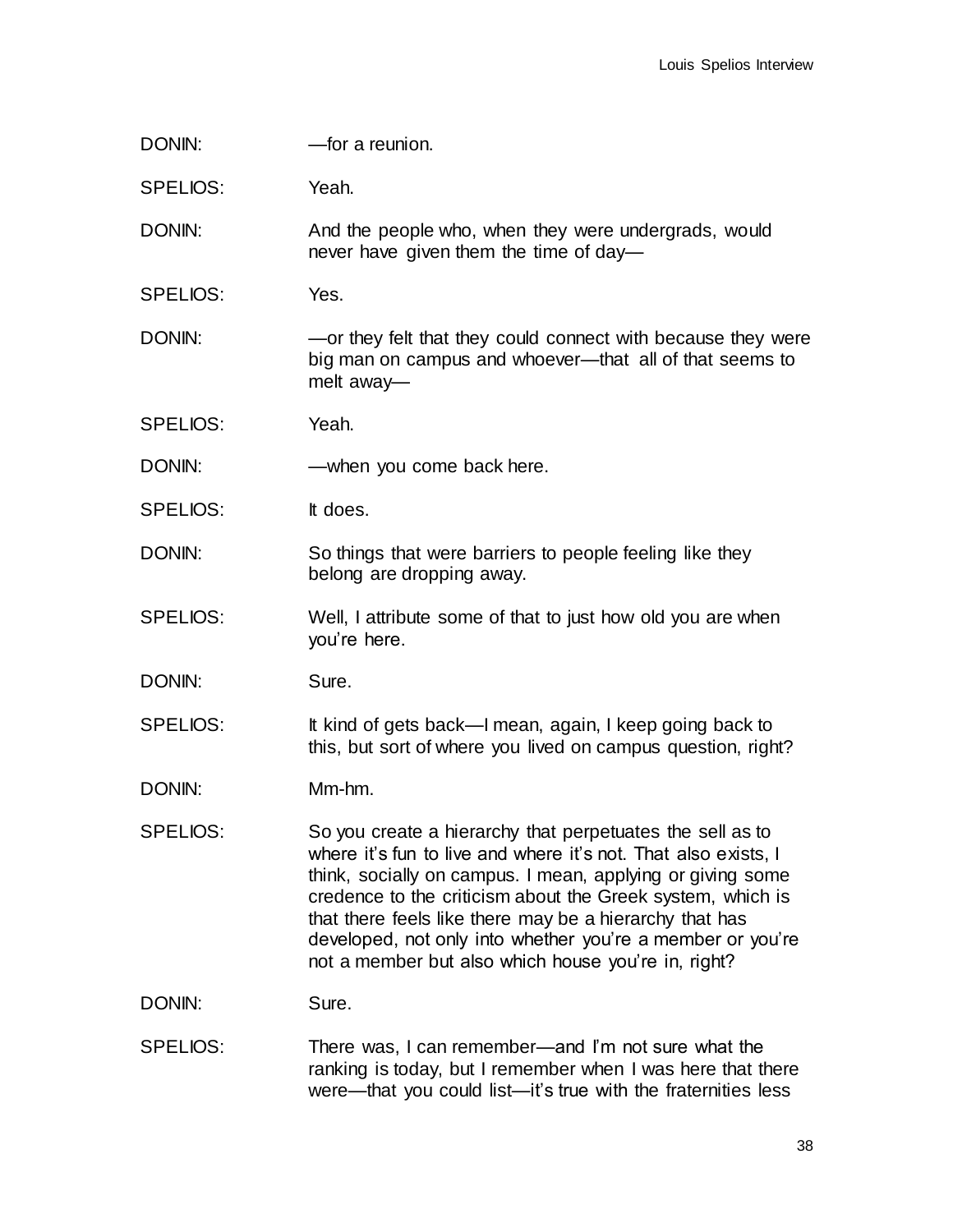DONIN: —for a reunion.

SPELIOS: Yeah.

DONIN: And the people who, when they were undergrads, would never have given them the time of day—

SPELIOS: Yes.

DONIN: —or they felt that they could connect with because they were big man on campus and whoever—that all of that seems to melt away—

SPELIOS: Yeah.

DONIN: —when you come back here.

SPELIOS: It does.

DONIN: So things that were barriers to people feeling like they belong are dropping away.

SPELIOS: Well, I attribute some of that to just how old you are when you're here.

DONIN: Sure.

SPELIOS: It kind of gets back—I mean, again, I keep going back to this, but sort of where you lived on campus question, right?

DONIN: Mm-hm.

SPELIOS: So you create a hierarchy that perpetuates the sell as to where it's fun to live and where it's not. That also exists, I think, socially on campus. I mean, applying or giving some credence to the criticism about the Greek system, which is that there feels like there may be a hierarchy that has developed, not only into whether you're a member or you're not a member but also which house you're in, right?

DONIN: Sure.

SPELIOS: There was, I can remember—and I'm not sure what the ranking is today, but I remember when I was here that there were—that you could list—it's true with the fraternities less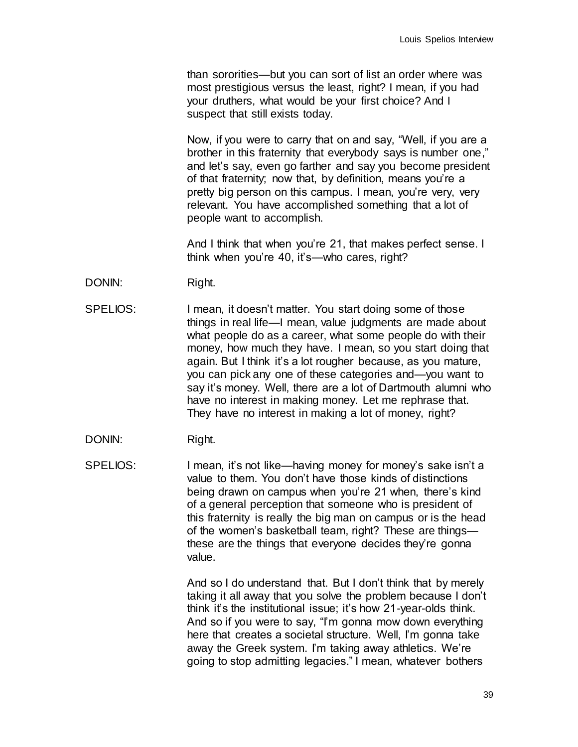than sororities—but you can sort of list an order where was most prestigious versus the least, right? I mean, if you had your druthers, what would be your first choice? And I suspect that still exists today.

Now, if you were to carry that on and say, "Well, if you are a brother in this fraternity that everybody says is number one," and let's say, even go farther and say you become president of that fraternity; now that, by definition, means you're a pretty big person on this campus. I mean, you're very, very relevant. You have accomplished something that a lot of people want to accomplish.

And I think that when you're 21, that makes perfect sense. I think when you're 40, it's—who cares, right?

DONIN: Right.

SPELIOS: I mean, it doesn't matter. You start doing some of those things in real life—I mean, value judgments are made about what people do as a career, what some people do with their money, how much they have. I mean, so you start doing that again. But I think it's a lot rougher because, as you mature, you can pick any one of these categories and—you want to say it's money. Well, there are a lot of Dartmouth alumni who have no interest in making money. Let me rephrase that. They have no interest in making a lot of money, right?

DONIN: Right.

SPELIOS: I mean, it's not like—having money for money's sake isn't a value to them. You don't have those kinds of distinctions being drawn on campus when you're 21 when, there's kind of a general perception that someone who is president of this fraternity is really the big man on campus or is the head of the women's basketball team, right? These are things—these are the things that everyone decides they're gonna value.

And so I do understand that. But I don't think that by merely taking it all away that you solve the problem because I don't think it's the institutional issue; it's how 21-year-olds think. And so if you were to say, "I'm gonna mow down everything here that creates a societal structure. Well, I'm gonna take away the Greek system. I'm taking away athletics. We're going to stop admitting legacies." I mean, whatever bothers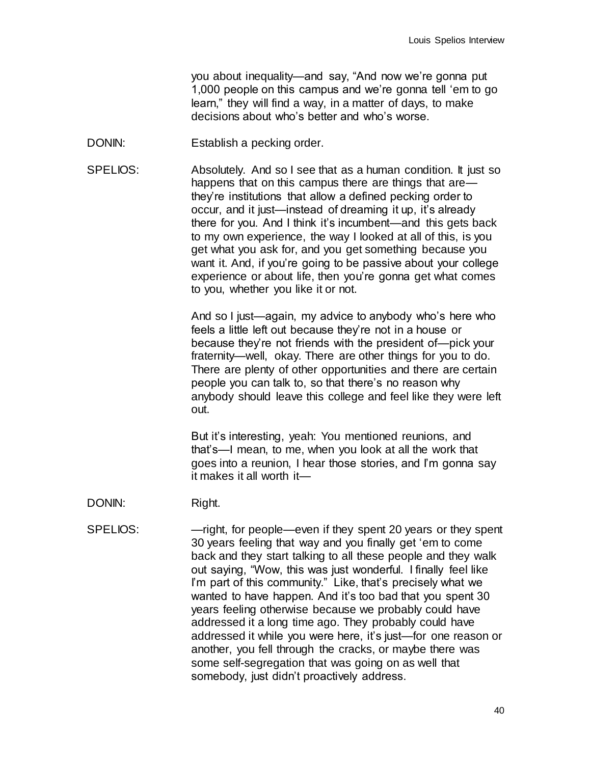you about inequality—and say, "And now we're gonna put 1,000 people on this campus and we're gonna tell 'em to go learn," they will find a way, in a matter of days, to make decisions about who's better and who's worse.

DONIN: Establish a pecking order.

SPELIOS: Absolutely. And so I see that as a human condition. It just so happens that on this campus there are things that are—they're institutions that allow a defined pecking order to occur, and it just—instead of dreaming it up, it's already there for you. And I think it's incumbent—and this gets back to my own experience, the way I looked at all of this, is you get what you ask for, and you get something because you want it. And, if you're going to be passive about your college experience or about life, then you're gonna get what comes to you, whether you like it or not.

And so I just—again, my advice to anybody who's here who feels a little left out because they're not in a house or because they're not friends with the president of—pick your fraternity—well, okay. There are other things for you to do. There are plenty of other opportunities and there are certain people you can talk to, so that there's no reason why anybody should leave this college and feel like they were left out.

But it's interesting, yeah: You mentioned reunions, and that's—I mean, to me, when you look at all the work that goes into a reunion, I hear those stories, and I'm gonna say it makes it all worth it—

DONIN: Right.

SPELIOS: —right, for people—even if they spent 20 years or they spent 30 years feeling that way and you finally get 'em to come back and they start talking to all these people and they walk out saying, "Wow, this was just wonderful. I finally feel like I'm part of this community." Like, that's precisely what we wanted to have happen. And it's too bad that you spent 30 years feeling otherwise because we probably could have addressed it a long time ago. They probably could have addressed it while you were here, it's just—for one reason or another, you fell through the cracks, or maybe there was some self-segregation that was going on as well that somebody, just didn't proactively address.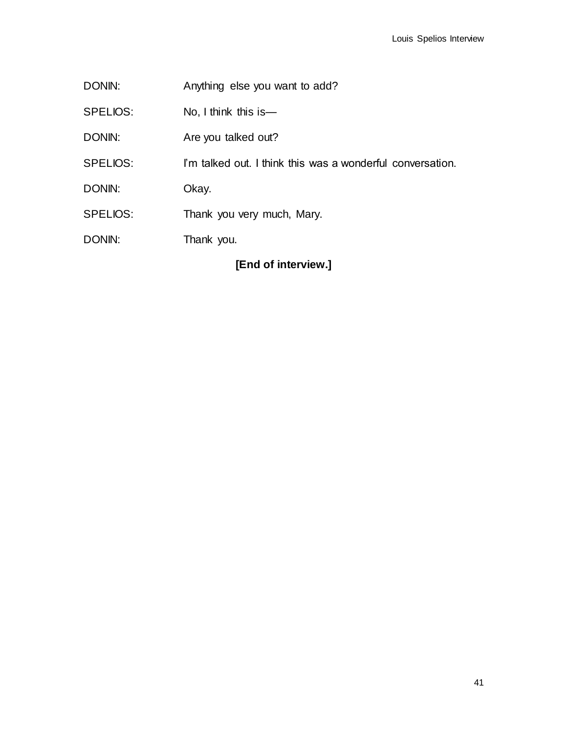DONIN: Anything else you want to add?

SPELIOS: No, I think this is—

DONIN: Are you talked out?

SPELIOS: I'm talked out. I think this was a wonderful conversation.

DONIN: Okay.

SPELIOS: Thank you very much, Mary.

DONIN: Thank you.

**[End of interview.]**